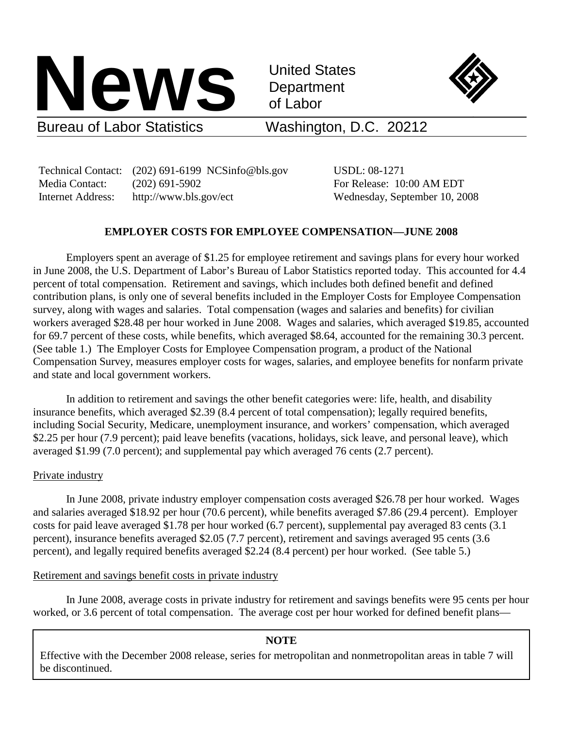# News

United States Department of Labor

Bureau of Labor Statistics — Washington, D.C. 20212

Technical Contact: (202) 691-6199 NCSinfo@bls.gov
Media Contact: (202) 691-5902
Internet Address: http://www.bls.gov/ect

USDL: 08-1271
For Release: 10:00 AM EDT
Wednesday, September 10, 2008

## EMPLOYER COSTS FOR EMPLOYEE COMPENSATION—JUNE 2008

Employers spent an average of $1.25 for employee retirement and savings plans for every hour worked in June 2008, the U.S. Department of Labor's Bureau of Labor Statistics reported today. This accounted for 4.4 percent of total compensation. Retirement and savings, which includes both defined benefit and defined contribution plans, is only one of several benefits included in the Employer Costs for Employee Compensation survey, along with wages and salaries. Total compensation (wages and salaries and benefits) for civilian workers averaged $28.48 per hour worked in June 2008. Wages and salaries, which averaged $19.85, accounted for 69.7 percent of these costs, while benefits, which averaged $8.64, accounted for the remaining 30.3 percent. (See table 1.) The Employer Costs for Employee Compensation program, a product of the National Compensation Survey, measures employer costs for wages, salaries, and employee benefits for nonfarm private and state and local government workers.

In addition to retirement and savings the other benefit categories were: life, health, and disability insurance benefits, which averaged $2.39 (8.4 percent of total compensation); legally required benefits, including Social Security, Medicare, unemployment insurance, and workers' compensation, which averaged $2.25 per hour (7.9 percent); paid leave benefits (vacations, holidays, sick leave, and personal leave), which averaged $1.99 (7.0 percent); and supplemental pay which averaged 76 cents (2.7 percent).

### Private industry

In June 2008, private industry employer compensation costs averaged $26.78 per hour worked. Wages and salaries averaged $18.92 per hour (70.6 percent), while benefits averaged $7.86 (29.4 percent). Employer costs for paid leave averaged $1.78 per hour worked (6.7 percent), supplemental pay averaged 83 cents (3.1 percent), insurance benefits averaged $2.05 (7.7 percent), retirement and savings averaged 95 cents (3.6 percent), and legally required benefits averaged $2.24 (8.4 percent) per hour worked. (See table 5.)

### Retirement and savings benefit costs in private industry

In June 2008, average costs in private industry for retirement and savings benefits were 95 cents per hour worked, or 3.6 percent of total compensation. The average cost per hour worked for defined benefit plans—

> **NOTE**
>
> Effective with the December 2008 release, series for metropolitan and nonmetropolitan areas in table 7 will be discontinued.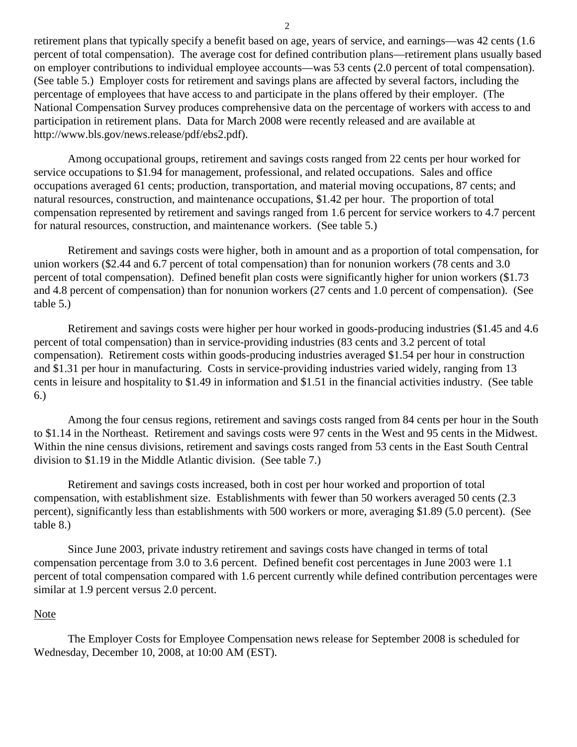retirement plans that typically specify a benefit based on age, years of service, and earnings—was 42 cents (1.6 percent of total compensation). The average cost for defined contribution plans—retirement plans usually based on employer contributions to individual employee accounts—was 53 cents (2.0 percent of total compensation). (See table 5.) Employer costs for retirement and savings plans are affected by several factors, including the percentage of employees that have access to and participate in the plans offered by their employer. (The National Compensation Survey produces comprehensive data on the percentage of workers with access to and participation in retirement plans. Data for March 2008 were recently released and are available at http://www.bls.gov/news.release/pdf/ebs2.pdf).

Among occupational groups, retirement and savings costs ranged from 22 cents per hour worked for service occupations to $1.94 for management, professional, and related occupations. Sales and office occupations averaged 61 cents; production, transportation, and material moving occupations, 87 cents; and natural resources, construction, and maintenance occupations, $1.42 per hour. The proportion of total compensation represented by retirement and savings ranged from 1.6 percent for service workers to 4.7 percent for natural resources, construction, and maintenance workers. (See table 5.)

Retirement and savings costs were higher, both in amount and as a proportion of total compensation, for union workers ($2.44 and 6.7 percent of total compensation) than for nonunion workers (78 cents and 3.0 percent of total compensation). Defined benefit plan costs were significantly higher for union workers ($1.73 and 4.8 percent of compensation) than for nonunion workers (27 cents and 1.0 percent of compensation). (See table 5.)

Retirement and savings costs were higher per hour worked in goods-producing industries ($1.45 and 4.6 percent of total compensation) than in service-providing industries (83 cents and 3.2 percent of total compensation). Retirement costs within goods-producing industries averaged $1.54 per hour in construction and $1.31 per hour in manufacturing. Costs in service-providing industries varied widely, ranging from 13 cents in leisure and hospitality to $1.49 in information and $1.51 in the financial activities industry. (See table 6.)

Among the four census regions, retirement and savings costs ranged from 84 cents per hour in the South to $1.14 in the Northeast. Retirement and savings costs were 97 cents in the West and 95 cents in the Midwest. Within the nine census divisions, retirement and savings costs ranged from 53 cents in the East South Central division to $1.19 in the Middle Atlantic division. (See table 7.)

Retirement and savings costs increased, both in cost per hour worked and proportion of total compensation, with establishment size. Establishments with fewer than 50 workers averaged 50 cents (2.3 percent), significantly less than establishments with 500 workers or more, averaging $1.89 (5.0 percent). (See table 8.)

Since June 2003, private industry retirement and savings costs have changed in terms of total compensation percentage from 3.0 to 3.6 percent. Defined benefit cost percentages in June 2003 were 1.1 percent of total compensation compared with 1.6 percent currently while defined contribution percentages were similar at 1.9 percent versus 2.0 percent.

Note

The Employer Costs for Employee Compensation news release for September 2008 is scheduled for Wednesday, December 10, 2008, at 10:00 AM (EST).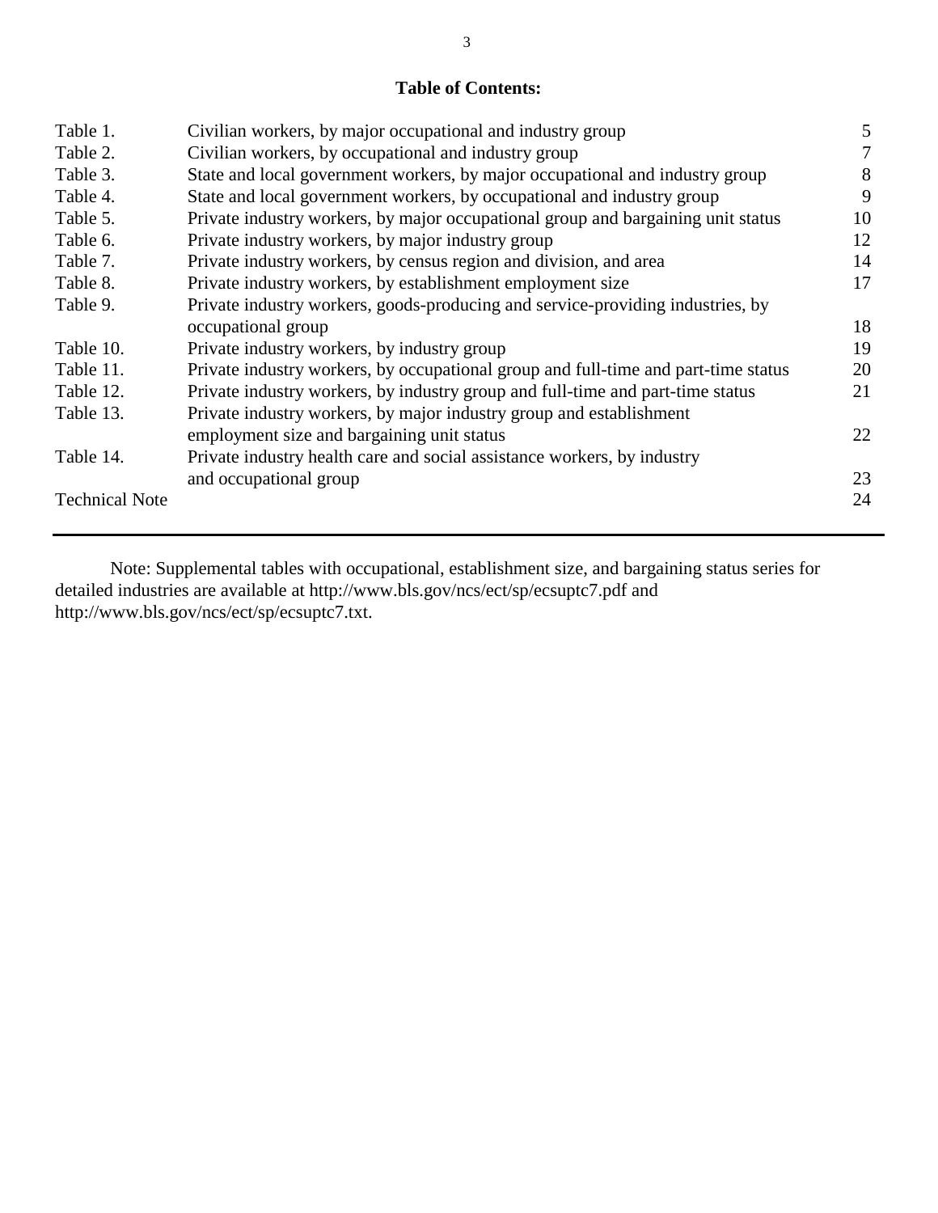**Table of Contents:**

| | | |
|---|---|---|
| Table 1. | Civilian workers, by major occupational and industry group | 5 |
| Table 2. | Civilian workers, by occupational and industry group | 7 |
| Table 3. | State and local government workers, by major occupational and industry group | 8 |
| Table 4. | State and local government workers, by occupational and industry group | 9 |
| Table 5. | Private industry workers, by major occupational group and bargaining unit status | 10 |
| Table 6. | Private industry workers, by major industry group | 12 |
| Table 7. | Private industry workers, by census region and division, and area | 14 |
| Table 8. | Private industry workers, by establishment employment size | 17 |
| Table 9. | Private industry workers, goods-producing and service-providing industries, by occupational group | 18 |
| Table 10. | Private industry workers, by industry group | 19 |
| Table 11. | Private industry workers, by occupational group and full-time and part-time status | 20 |
| Table 12. | Private industry workers, by industry group and full-time and part-time status | 21 |
| Table 13. | Private industry workers, by major industry group and establishment employment size and bargaining unit status | 22 |
| Table 14. | Private industry health care and social assistance workers, by industry and occupational group | 23 |
| Technical Note | | 24 |

Note: Supplemental tables with occupational, establishment size, and bargaining status series for detailed industries are available at http://www.bls.gov/ncs/ect/sp/ecsuptc7.pdf and http://www.bls.gov/ncs/ect/sp/ecsuptc7.txt.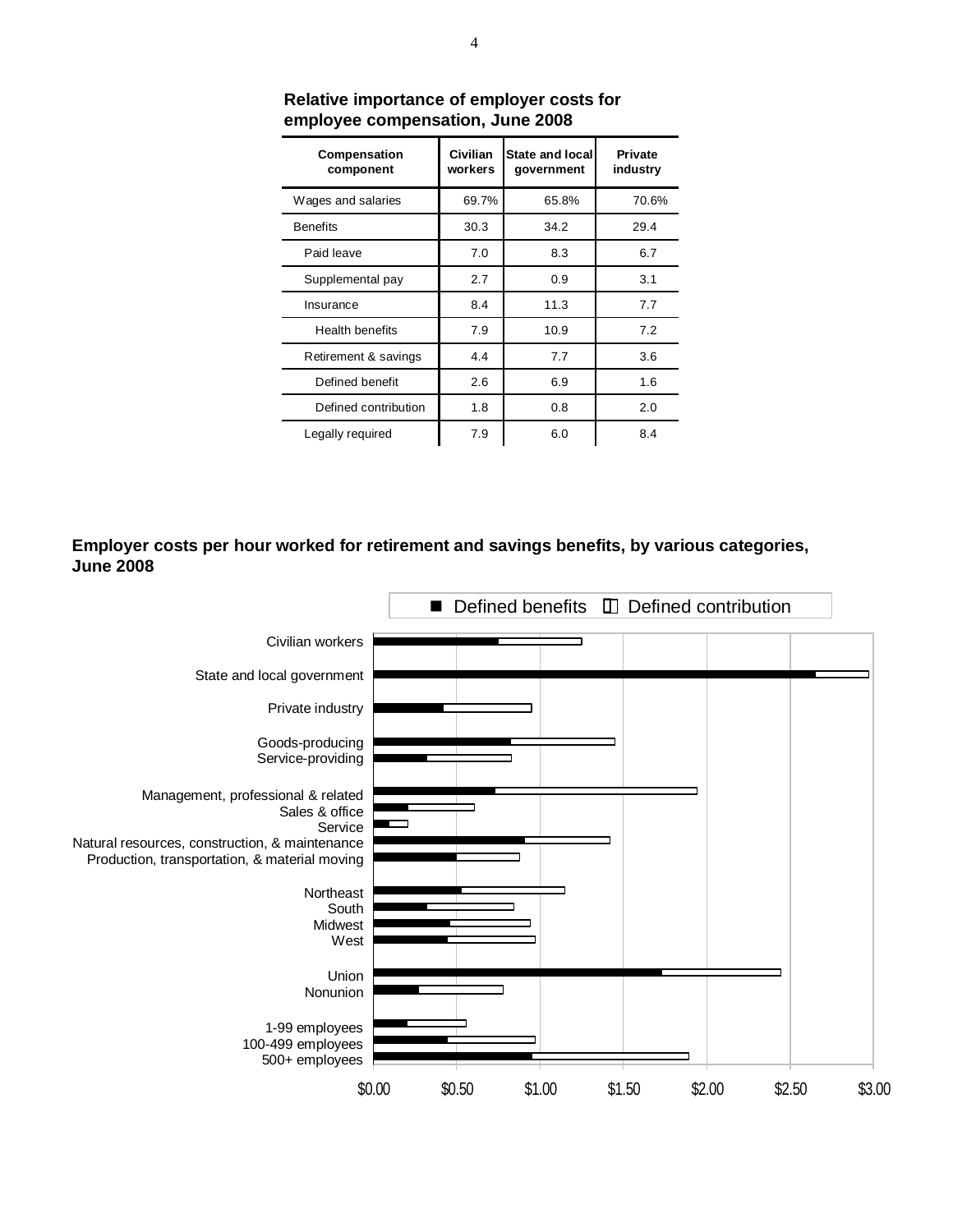**Relative importance of employer costs for employee compensation, June 2008**

| Compensation component | Civilian workers | State and local government | Private industry |
|---|---|---|---|
| Wages and salaries | 69.7% | 65.8% | 70.6% |
| Benefits | 30.3 | 34.2 | 29.4 |
| Paid leave | 7.0 | 8.3 | 6.7 |
| Supplemental pay | 2.7 | 0.9 | 3.1 |
| Insurance | 8.4 | 11.3 | 7.7 |
| Health benefits | 7.9 | 10.9 | 7.2 |
| Retirement & savings | 4.4 | 7.7 | 3.6 |
| Defined benefit | 2.6 | 6.9 | 1.6 |
| Defined contribution | 1.8 | 0.8 | 2.0 |
| Legally required | 7.9 | 6.0 | 8.4 |

**Employer costs per hour worked for retirement and savings benefits, by various categories, June 2008**

■ Defined benefits □ Defined contribution

Categories: Civilian workers; State and local government; Private industry; Goods-producing; Service-providing; Management, professional & related; Sales & office; Service; Natural resources, construction, & maintenance; Production, transportation, & material moving; Northeast; South; Midwest; West; Union; Nonunion; 1-99 employees; 100-499 employees; 500+ employees

$0.00 $0.50 $1.00 $1.50 $2.00 $2.50 $3.00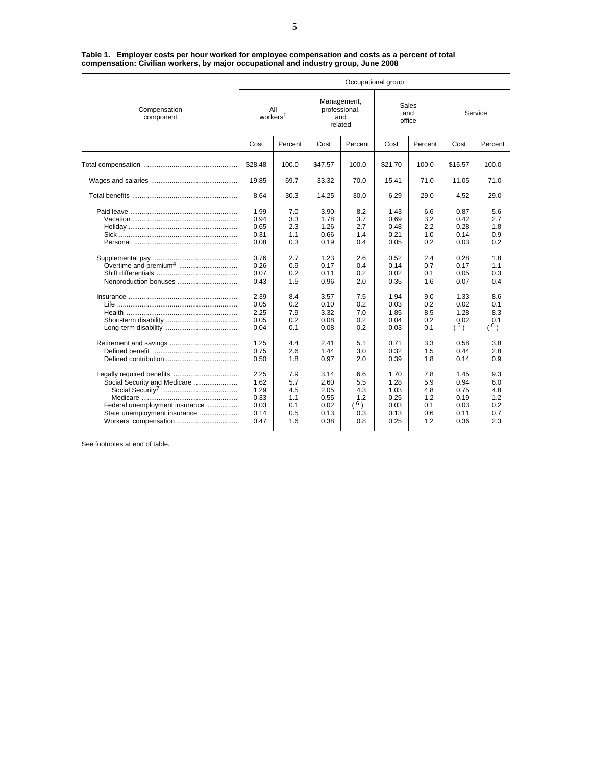**Table 1. Employer costs per hour worked for employee compensation and costs as a percent of total compensation: Civilian workers, by major occupational and industry group, June 2008**

| Compensation component | Occupational group | | | | | | | |
|---|---|---|---|---|---|---|---|---|
| | All workers[1] | | Management, professional, and related | | Sales and office | | Service | |
| | Cost | Percent | Cost | Percent | Cost | Percent | Cost | Percent |
| Total compensation | $28.48 | 100.0 | $47.57 | 100.0 | $21.70 | 100.0 | $15.57 | 100.0 |
| Wages and salaries | 19.85 | 69.7 | 33.32 | 70.0 | 15.41 | 71.0 | 11.05 | 71.0 |
| Total benefits | 8.64 | 30.3 | 14.25 | 30.0 | 6.29 | 29.0 | 4.52 | 29.0 |
| Paid leave | 1.99 | 7.0 | 3.90 | 8.2 | 1.43 | 6.6 | 0.87 | 5.6 |
| Vacation | 0.94 | 3.3 | 1.78 | 3.7 | 0.69 | 3.2 | 0.42 | 2.7 |
| Holiday | 0.65 | 2.3 | 1.26 | 2.7 | 0.48 | 2.2 | 0.28 | 1.8 |
| Sick | 0.31 | 1.1 | 0.66 | 1.4 | 0.21 | 1.0 | 0.14 | 0.9 |
| Personal | 0.08 | 0.3 | 0.19 | 0.4 | 0.05 | 0.2 | 0.03 | 0.2 |
| Supplemental pay | 0.76 | 2.7 | 1.23 | 2.6 | 0.52 | 2.4 | 0.28 | 1.8 |
| Overtime and premium[4] | 0.26 | 0.9 | 0.17 | 0.4 | 0.14 | 0.7 | 0.17 | 1.1 |
| Shift differentials | 0.07 | 0.2 | 0.11 | 0.2 | 0.02 | 0.1 | 0.05 | 0.3 |
| Nonproduction bonuses | 0.43 | 1.5 | 0.96 | 2.0 | 0.35 | 1.6 | 0.07 | 0.4 |
| Insurance | 2.39 | 8.4 | 3.57 | 7.5 | 1.94 | 9.0 | 1.33 | 8.6 |
| Life | 0.05 | 0.2 | 0.10 | 0.2 | 0.03 | 0.2 | 0.02 | 0.1 |
| Health | 2.25 | 7.9 | 3.32 | 7.0 | 1.85 | 8.5 | 1.28 | 8.3 |
| Short-term disability | 0.05 | 0.2 | 0.08 | 0.2 | 0.04 | 0.2 | 0.02 | 0.1 |
| Long-term disability | 0.04 | 0.1 | 0.08 | 0.2 | 0.03 | 0.1 | ([5]) | ([6]) |
| Retirement and savings | 1.25 | 4.4 | 2.41 | 5.1 | 0.71 | 3.3 | 0.58 | 3.8 |
| Defined benefit | 0.75 | 2.6 | 1.44 | 3.0 | 0.32 | 1.5 | 0.44 | 2.8 |
| Defined contribution | 0.50 | 1.8 | 0.97 | 2.0 | 0.39 | 1.8 | 0.14 | 0.9 |
| Legally required benefits | 2.25 | 7.9 | 3.14 | 6.6 | 1.70 | 7.8 | 1.45 | 9.3 |
| Social Security and Medicare | 1.62 | 5.7 | 2.60 | 5.5 | 1.28 | 5.9 | 0.94 | 6.0 |
| Social Security[7] | 1.29 | 4.5 | 2.05 | 4.3 | 1.03 | 4.8 | 0.75 | 4.8 |
| Medicare | 0.33 | 1.1 | 0.55 | 1.2 | 0.25 | 1.2 | 0.19 | 1.2 |
| Federal unemployment insurance | 0.03 | 0.1 | 0.02 | ([6]) | 0.03 | 0.1 | 0.03 | 0.2 |
| State unemployment insurance | 0.14 | 0.5 | 0.13 | 0.3 | 0.13 | 0.6 | 0.11 | 0.7 |
| Workers' compensation | 0.47 | 1.6 | 0.38 | 0.8 | 0.25 | 1.2 | 0.36 | 2.3 |

See footnotes at end of table.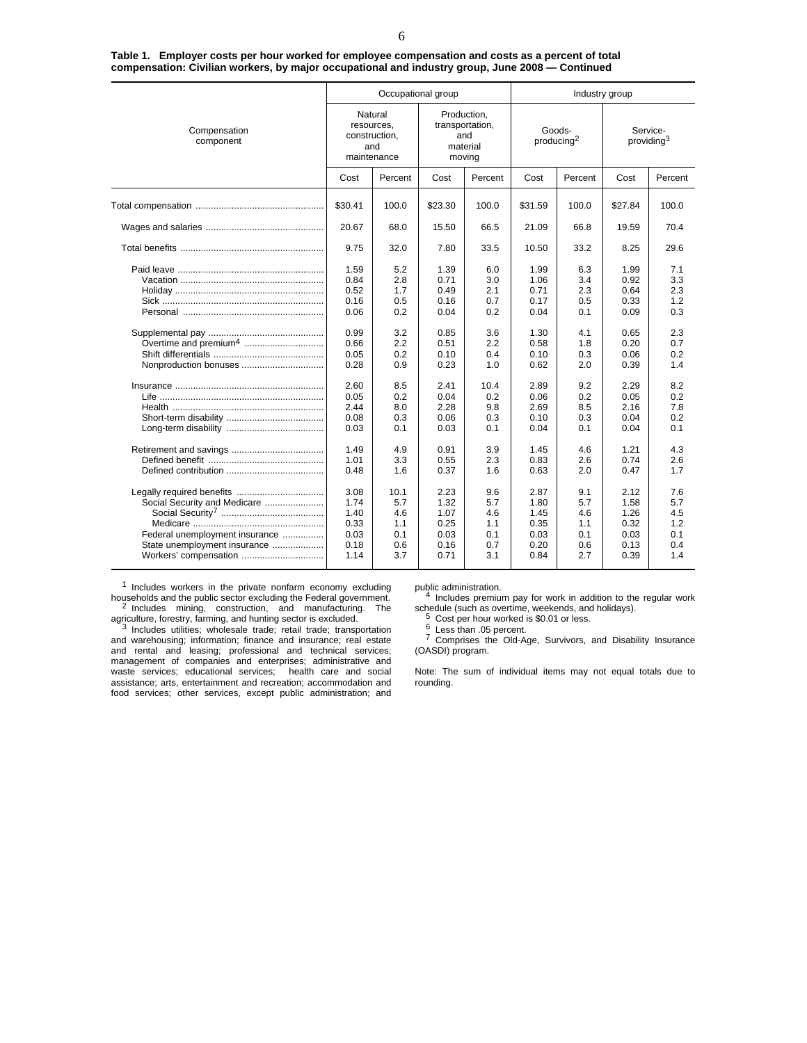**Table 1. Employer costs per hour worked for employee compensation and costs as a percent of total compensation: Civilian workers, by major occupational and industry group, June 2008 — Continued**

| Compensation component | Occupational group | | | | Industry group | | | |
|---|---|---|---|---|---|---|---|---|
| | Natural resources, construction, and maintenance | | Production, transportation, and material moving | | Goods-producing[2] | | Service-providing[3] | |
| | Cost | Percent | Cost | Percent | Cost | Percent | Cost | Percent |
| Total compensation | $30.41 | 100.0 | $23.30 | 100.0 | $31.59 | 100.0 | $27.84 | 100.0 |
| Wages and salaries | 20.67 | 68.0 | 15.50 | 66.5 | 21.09 | 66.8 | 19.59 | 70.4 |
| Total benefits | 9.75 | 32.0 | 7.80 | 33.5 | 10.50 | 33.2 | 8.25 | 29.6 |
| Paid leave | 1.59 | 5.2 | 1.39 | 6.0 | 1.99 | 6.3 | 1.99 | 7.1 |
| Vacation | 0.84 | 2.8 | 0.71 | 3.0 | 1.06 | 3.4 | 0.92 | 3.3 |
| Holiday | 0.52 | 1.7 | 0.49 | 2.1 | 0.71 | 2.3 | 0.64 | 2.3 |
| Sick | 0.16 | 0.5 | 0.16 | 0.7 | 0.17 | 0.5 | 0.33 | 1.2 |
| Personal | 0.06 | 0.2 | 0.04 | 0.2 | 0.04 | 0.1 | 0.09 | 0.3 |
| Supplemental pay | 0.99 | 3.2 | 0.85 | 3.6 | 1.30 | 4.1 | 0.65 | 2.3 |
| Overtime and premium[4] | 0.66 | 2.2 | 0.51 | 2.2 | 0.58 | 1.8 | 0.20 | 0.7 |
| Shift differentials | 0.05 | 0.2 | 0.10 | 0.4 | 0.10 | 0.3 | 0.06 | 0.2 |
| Nonproduction bonuses | 0.28 | 0.9 | 0.23 | 1.0 | 0.62 | 2.0 | 0.39 | 1.4 |
| Insurance | 2.60 | 8.5 | 2.41 | 10.4 | 2.89 | 9.2 | 2.29 | 8.2 |
| Life | 0.05 | 0.2 | 0.04 | 0.2 | 0.06 | 0.2 | 0.05 | 0.2 |
| Health | 2.44 | 8.0 | 2.28 | 9.8 | 2.69 | 8.5 | 2.16 | 7.8 |
| Short-term disability | 0.08 | 0.3 | 0.06 | 0.3 | 0.10 | 0.3 | 0.04 | 0.2 |
| Long-term disability | 0.03 | 0.1 | 0.03 | 0.1 | 0.04 | 0.1 | 0.04 | 0.1 |
| Retirement and savings | 1.49 | 4.9 | 0.91 | 3.9 | 1.45 | 4.6 | 1.21 | 4.3 |
| Defined benefit | 1.01 | 3.3 | 0.55 | 2.3 | 0.83 | 2.6 | 0.74 | 2.6 |
| Defined contribution | 0.48 | 1.6 | 0.37 | 1.6 | 0.63 | 2.0 | 0.47 | 1.7 |
| Legally required benefits | 3.08 | 10.1 | 2.23 | 9.6 | 2.87 | 9.1 | 2.12 | 7.6 |
| Social Security and Medicare | 1.74 | 5.7 | 1.32 | 5.7 | 1.80 | 5.7 | 1.58 | 5.7 |
| Social Security[7] | 1.40 | 4.6 | 1.07 | 4.6 | 1.45 | 4.6 | 1.26 | 4.5 |
| Medicare | 0.33 | 1.1 | 0.25 | 1.1 | 0.35 | 1.1 | 0.32 | 1.2 |
| Federal unemployment insurance | 0.03 | 0.1 | 0.03 | 0.1 | 0.03 | 0.1 | 0.03 | 0.1 |
| State unemployment insurance | 0.18 | 0.6 | 0.16 | 0.7 | 0.20 | 0.6 | 0.13 | 0.4 |
| Workers' compensation | 1.14 | 3.7 | 0.71 | 3.1 | 0.84 | 2.7 | 0.39 | 1.4 |

[1] Includes workers in the private nonfarm economy excluding households and the public sector excluding the Federal government.

[2] Includes mining, construction, and manufacturing. The agriculture, forestry, farming, and hunting sector is excluded.

[3] Includes utilities; wholesale trade; retail trade; transportation and warehousing; information; finance and insurance; real estate and rental and leasing; professional and technical services; management of companies and enterprises; administrative and waste services; educational services; health care and social assistance; arts, entertainment and recreation; accommodation and food services; other services, except public administration; and public administration.

[4] Includes premium pay for work in addition to the regular work schedule (such as overtime, weekends, and holidays).

[5] Cost per hour worked is $0.01 or less.

[6] Less than .05 percent.

[7] Comprises the Old-Age, Survivors, and Disability Insurance (OASDI) program.

Note: The sum of individual items may not equal totals due to rounding.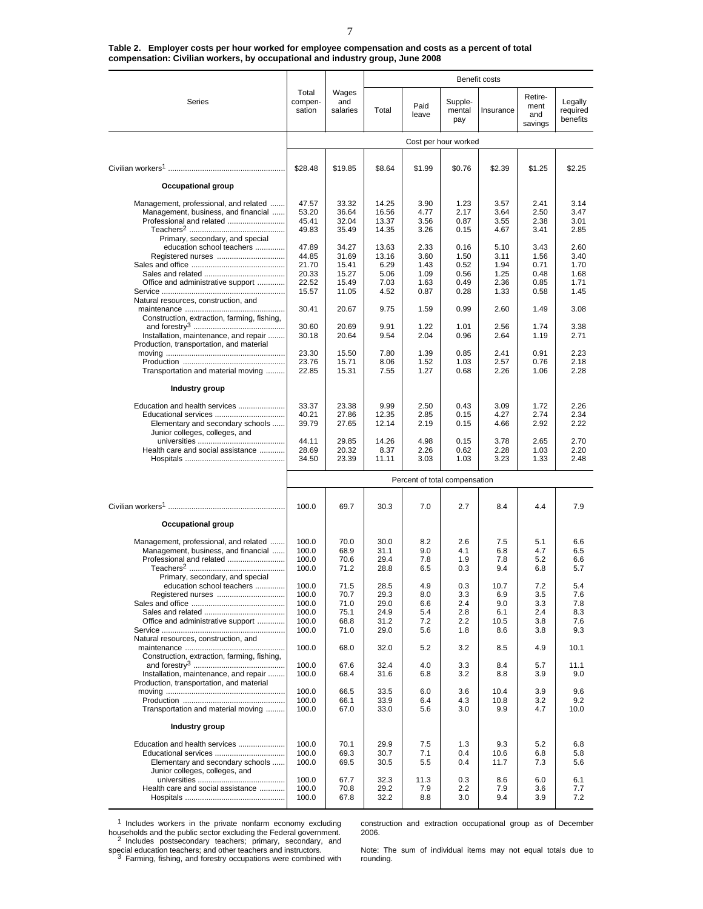**Table 2. Employer costs per hour worked for employee compensation and costs as a percent of total compensation: Civilian workers, by occupational and industry group, June 2008**

| Series | Total compensation | Wages and salaries | Benefit costs | | | | | |
|---|---|---|---|---|---|---|---|---|
| | | | Total | Paid leave | Supplemental pay | Insurance | Retirement and savings | Legally required benefits |
| | **Cost per hour worked** | | | | | | | |
| Civilian workers[1] | $28.48 | $19.85 | $8.64 | $1.99 | $0.76 | $2.39 | $1.25 | $2.25 |
| **Occupational group** | | | | | | | | |
| Management, professional, and related | 47.57 | 33.32 | 14.25 | 3.90 | 1.23 | 3.57 | 2.41 | 3.14 |
| Management, business, and financial | 53.20 | 36.64 | 16.56 | 4.77 | 2.17 | 3.64 | 2.50 | 3.47 |
| Professional and related | 45.41 | 32.04 | 13.37 | 3.56 | 0.87 | 3.55 | 2.38 | 3.01 |
| Teachers[2] | 49.83 | 35.49 | 14.35 | 3.26 | 0.15 | 4.67 | 3.41 | 2.85 |
| Primary, secondary, and special education school teachers | 47.89 | 34.27 | 13.63 | 2.33 | 0.16 | 5.10 | 3.43 | 2.60 |
| Registered nurses | 44.85 | 31.69 | 13.16 | 3.60 | 1.50 | 3.11 | 1.56 | 3.40 |
| Sales and office | 21.70 | 15.41 | 6.29 | 1.43 | 0.52 | 1.94 | 0.71 | 1.70 |
| Sales and related | 20.33 | 15.27 | 5.06 | 1.09 | 0.56 | 1.25 | 0.48 | 1.68 |
| Office and administrative support | 22.52 | 15.49 | 7.03 | 1.63 | 0.49 | 2.36 | 0.85 | 1.71 |
| Service | 15.57 | 11.05 | 4.52 | 0.87 | 0.28 | 1.33 | 0.58 | 1.45 |
| Natural resources, construction, and maintenance | 30.41 | 20.67 | 9.75 | 1.59 | 0.99 | 2.60 | 1.49 | 3.08 |
| Construction, extraction, farming, fishing, and forestry[3] | 30.60 | 20.69 | 9.91 | 1.22 | 1.01 | 2.56 | 1.74 | 3.38 |
| Installation, maintenance, and repair | 30.18 | 20.64 | 9.54 | 2.04 | 0.96 | 2.64 | 1.19 | 2.71 |
| Production, transportation, and material moving | 23.30 | 15.50 | 7.80 | 1.39 | 0.85 | 2.41 | 0.91 | 2.23 |
| Production | 23.76 | 15.71 | 8.06 | 1.52 | 1.03 | 2.57 | 0.76 | 2.18 |
| Transportation and material moving | 22.85 | 15.31 | 7.55 | 1.27 | 0.68 | 2.26 | 1.06 | 2.28 |
| **Industry group** | | | | | | | | |
| Education and health services | 33.37 | 23.38 | 9.99 | 2.50 | 0.43 | 3.09 | 1.72 | 2.26 |
| Educational services | 40.21 | 27.86 | 12.35 | 2.85 | 0.15 | 4.27 | 2.74 | 2.34 |
| Elementary and secondary schools | 39.79 | 27.65 | 12.14 | 2.19 | 0.15 | 4.66 | 2.92 | 2.22 |
| Junior colleges, colleges, and universities | 44.11 | 29.85 | 14.26 | 4.98 | 0.15 | 3.78 | 2.65 | 2.70 |
| Health care and social assistance | 28.69 | 20.32 | 8.37 | 2.26 | 0.62 | 2.28 | 1.03 | 2.20 |
| Hospitals | 34.50 | 23.39 | 11.11 | 3.03 | 1.03 | 3.23 | 1.33 | 2.48 |
| | **Percent of total compensation** | | | | | | | |
| Civilian workers[1] | 100.0 | 69.7 | 30.3 | 7.0 | 2.7 | 8.4 | 4.4 | 7.9 |
| **Occupational group** | | | | | | | | |
| Management, professional, and related | 100.0 | 70.0 | 30.0 | 8.2 | 2.6 | 7.5 | 5.1 | 6.6 |
| Management, business, and financial | 100.0 | 68.9 | 31.1 | 9.0 | 4.1 | 6.8 | 4.7 | 6.5 |
| Professional and related | 100.0 | 70.6 | 29.4 | 7.8 | 1.9 | 7.8 | 5.2 | 6.6 |
| Teachers[2] | 100.0 | 71.2 | 28.8 | 6.5 | 0.3 | 9.4 | 6.8 | 5.7 |
| Primary, secondary, and special education school teachers | 100.0 | 71.5 | 28.5 | 4.9 | 0.3 | 10.7 | 7.2 | 5.4 |
| Registered nurses | 100.0 | 70.7 | 29.3 | 8.0 | 3.3 | 6.9 | 3.5 | 7.6 |
| Sales and office | 100.0 | 71.0 | 29.0 | 6.6 | 2.4 | 9.0 | 3.3 | 7.8 |
| Sales and related | 100.0 | 75.1 | 24.9 | 5.4 | 2.8 | 6.1 | 2.4 | 8.3 |
| Office and administrative support | 100.0 | 68.8 | 31.2 | 7.2 | 2.2 | 10.5 | 3.8 | 7.6 |
| Service | 100.0 | 71.0 | 29.0 | 5.6 | 1.8 | 8.6 | 3.8 | 9.3 |
| Natural resources, construction, and maintenance | 100.0 | 68.0 | 32.0 | 5.2 | 3.2 | 8.5 | 4.9 | 10.1 |
| Construction, extraction, farming, fishing, and forestry[3] | 100.0 | 67.6 | 32.4 | 4.0 | 3.3 | 8.4 | 5.7 | 11.1 |
| Installation, maintenance, and repair | 100.0 | 68.4 | 31.6 | 6.8 | 3.2 | 8.8 | 3.9 | 9.0 |
| Production, transportation, and material moving | 100.0 | 66.5 | 33.5 | 6.0 | 3.6 | 10.4 | 3.9 | 9.6 |
| Production | 100.0 | 66.1 | 33.9 | 6.4 | 4.3 | 10.8 | 3.2 | 9.2 |
| Transportation and material moving | 100.0 | 67.0 | 33.0 | 5.6 | 3.0 | 9.9 | 4.7 | 10.0 |
| **Industry group** | | | | | | | | |
| Education and health services | 100.0 | 70.1 | 29.9 | 7.5 | 1.3 | 9.3 | 5.2 | 6.8 |
| Educational services | 100.0 | 69.3 | 30.7 | 7.1 | 0.4 | 10.6 | 6.8 | 5.8 |
| Elementary and secondary schools | 100.0 | 69.5 | 30.5 | 5.5 | 0.4 | 11.7 | 7.3 | 5.6 |
| Junior colleges, colleges, and universities | 100.0 | 67.7 | 32.3 | 11.3 | 0.3 | 8.6 | 6.0 | 6.1 |
| Health care and social assistance | 100.0 | 70.8 | 29.2 | 7.9 | 2.2 | 7.9 | 3.6 | 7.7 |
| Hospitals | 100.0 | 67.8 | 32.2 | 8.8 | 3.0 | 9.4 | 3.9 | 7.2 |

[1] Includes workers in the private nonfarm economy excluding households and the public sector excluding the Federal government.

[2] Includes postsecondary teachers; primary, secondary, and special education teachers; and other teachers and instructors.

[3] Farming, fishing, and forestry occupations were combined with construction and extraction occupational group as of December 2006.

Note: The sum of individual items may not equal totals due to rounding.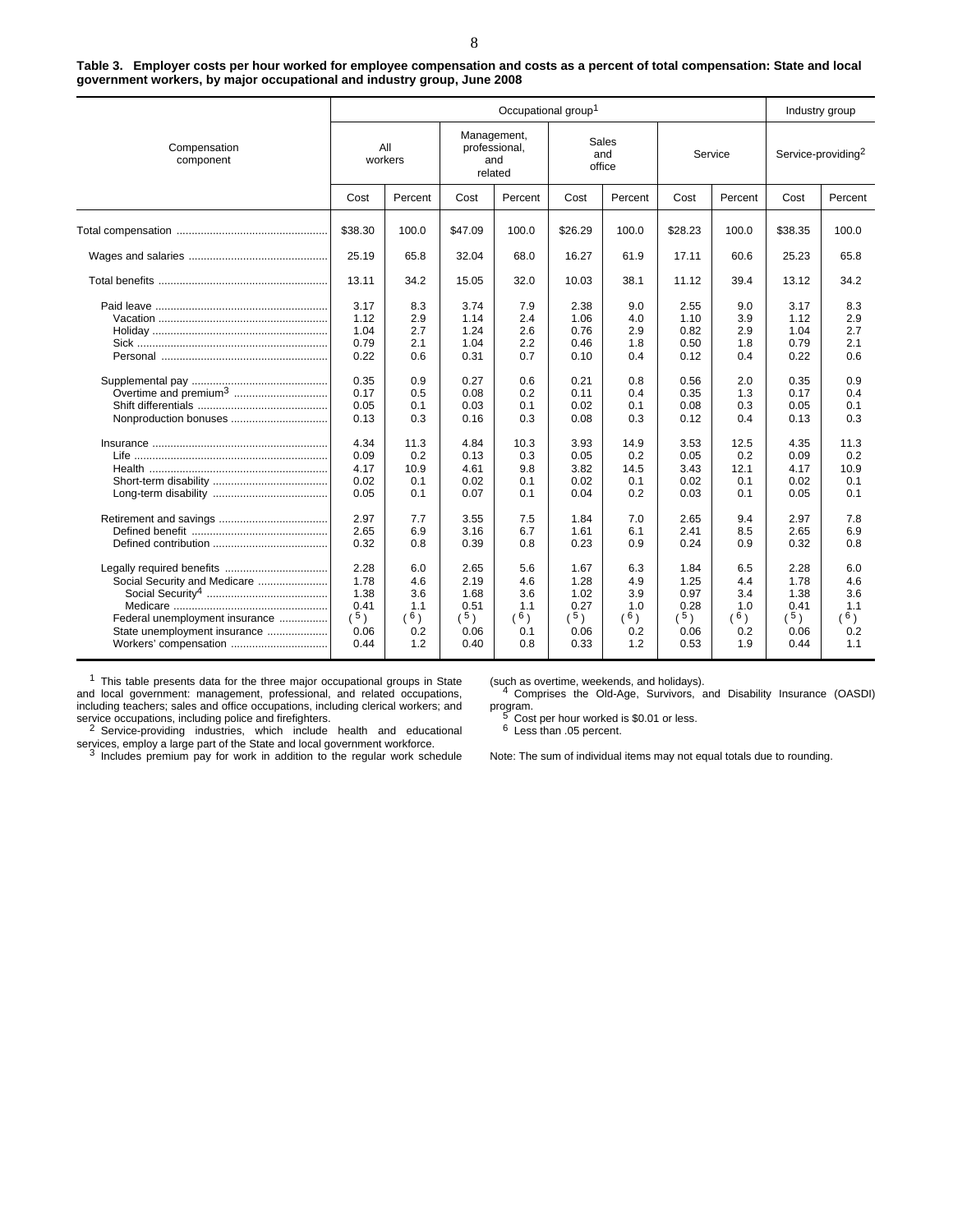**Table 3. Employer costs per hour worked for employee compensation and costs as a percent of total compensation: State and local government workers, by major occupational and industry group, June 2008**

| Compensation component | Occupational group[1] | | | | | | | | Industry group | |
|---|---|---|---|---|---|---|---|---|---|---|
| | All workers | | Management, professional, and related | | Sales and office | | Service | | Service-providing[2] | |
| | Cost | Percent | Cost | Percent | Cost | Percent | Cost | Percent | Cost | Percent |
| Total compensation | $38.30 | 100.0 | $47.09 | 100.0 | $26.29 | 100.0 | $28.23 | 100.0 | $38.35 | 100.0 |
| Wages and salaries | 25.19 | 65.8 | 32.04 | 68.0 | 16.27 | 61.9 | 17.11 | 60.6 | 25.23 | 65.8 |
| Total benefits | 13.11 | 34.2 | 15.05 | 32.0 | 10.03 | 38.1 | 11.12 | 39.4 | 13.12 | 34.2 |
| Paid leave | 3.17 | 8.3 | 3.74 | 7.9 | 2.38 | 9.0 | 2.55 | 9.0 | 3.17 | 8.3 |
| Vacation | 1.12 | 2.9 | 1.14 | 2.4 | 1.06 | 4.0 | 1.10 | 3.9 | 1.12 | 2.9 |
| Holiday | 1.04 | 2.7 | 1.24 | 2.6 | 0.76 | 2.9 | 0.82 | 2.9 | 1.04 | 2.7 |
| Sick | 0.79 | 2.1 | 1.04 | 2.2 | 0.46 | 1.8 | 0.50 | 1.8 | 0.79 | 2.1 |
| Personal | 0.22 | 0.6 | 0.31 | 0.7 | 0.10 | 0.4 | 0.12 | 0.4 | 0.22 | 0.6 |
| Supplemental pay | 0.35 | 0.9 | 0.27 | 0.6 | 0.21 | 0.8 | 0.56 | 2.0 | 0.35 | 0.9 |
| Overtime and premium[3] | 0.17 | 0.5 | 0.08 | 0.2 | 0.11 | 0.4 | 0.35 | 1.3 | 0.17 | 0.4 |
| Shift differentials | 0.05 | 0.1 | 0.03 | 0.1 | 0.02 | 0.1 | 0.08 | 0.3 | 0.05 | 0.1 |
| Nonproduction bonuses | 0.13 | 0.3 | 0.16 | 0.3 | 0.08 | 0.3 | 0.12 | 0.4 | 0.13 | 0.3 |
| Insurance | 4.34 | 11.3 | 4.84 | 10.3 | 3.93 | 14.9 | 3.53 | 12.5 | 4.35 | 11.3 |
| Life | 0.09 | 0.2 | 0.13 | 0.3 | 0.05 | 0.2 | 0.05 | 0.2 | 0.09 | 0.2 |
| Health | 4.17 | 10.9 | 4.61 | 9.8 | 3.82 | 14.5 | 3.43 | 12.1 | 4.17 | 10.9 |
| Short-term disability | 0.02 | 0.1 | 0.02 | 0.1 | 0.02 | 0.1 | 0.02 | 0.1 | 0.02 | 0.1 |
| Long-term disability | 0.05 | 0.1 | 0.07 | 0.1 | 0.04 | 0.2 | 0.03 | 0.1 | 0.05 | 0.1 |
| Retirement and savings | 2.97 | 7.7 | 3.55 | 7.5 | 1.84 | 7.0 | 2.65 | 9.4 | 2.97 | 7.8 |
| Defined benefit | 2.65 | 6.9 | 3.16 | 6.7 | 1.61 | 6.1 | 2.41 | 8.5 | 2.65 | 6.9 |
| Defined contribution | 0.32 | 0.8 | 0.39 | 0.8 | 0.23 | 0.9 | 0.24 | 0.9 | 0.32 | 0.8 |
| Legally required benefits | 2.28 | 6.0 | 2.65 | 5.6 | 1.67 | 6.3 | 1.84 | 6.5 | 2.28 | 6.0 |
| Social Security and Medicare | 1.78 | 4.6 | 2.19 | 4.6 | 1.28 | 4.9 | 1.25 | 4.4 | 1.78 | 4.6 |
| Social Security[4] | 1.38 | 3.6 | 1.68 | 3.6 | 1.02 | 3.9 | 0.97 | 3.4 | 1.38 | 3.6 |
| Medicare | 0.41 | 1.1 | 0.51 | 1.1 | 0.27 | 1.0 | 0.28 | 1.0 | 0.41 | 1.1 |
| Federal unemployment insurance | (5) | (6) | (5) | (6) | (5) | (6) | (5) | (6) | (5) | (6) |
| State unemployment insurance | 0.06 | 0.2 | 0.06 | 0.1 | 0.06 | 0.2 | 0.06 | 0.2 | 0.06 | 0.2 |
| Workers' compensation | 0.44 | 1.2 | 0.40 | 0.8 | 0.33 | 1.2 | 0.53 | 1.9 | 0.44 | 1.1 |

[1] This table presents data for the three major occupational groups in State and local government: management, professional, and related occupations, including teachers; sales and office occupations, including clerical workers; and service occupations, including police and firefighters.

[2] Service-providing industries, which include health and educational services, employ a large part of the State and local government workforce.

[3] Includes premium pay for work in addition to the regular work schedule (such as overtime, weekends, and holidays).

[4] Comprises the Old-Age, Survivors, and Disability Insurance (OASDI) program.

[5] Cost per hour worked is $0.01 or less.

[6] Less than .05 percent.

Note: The sum of individual items may not equal totals due to rounding.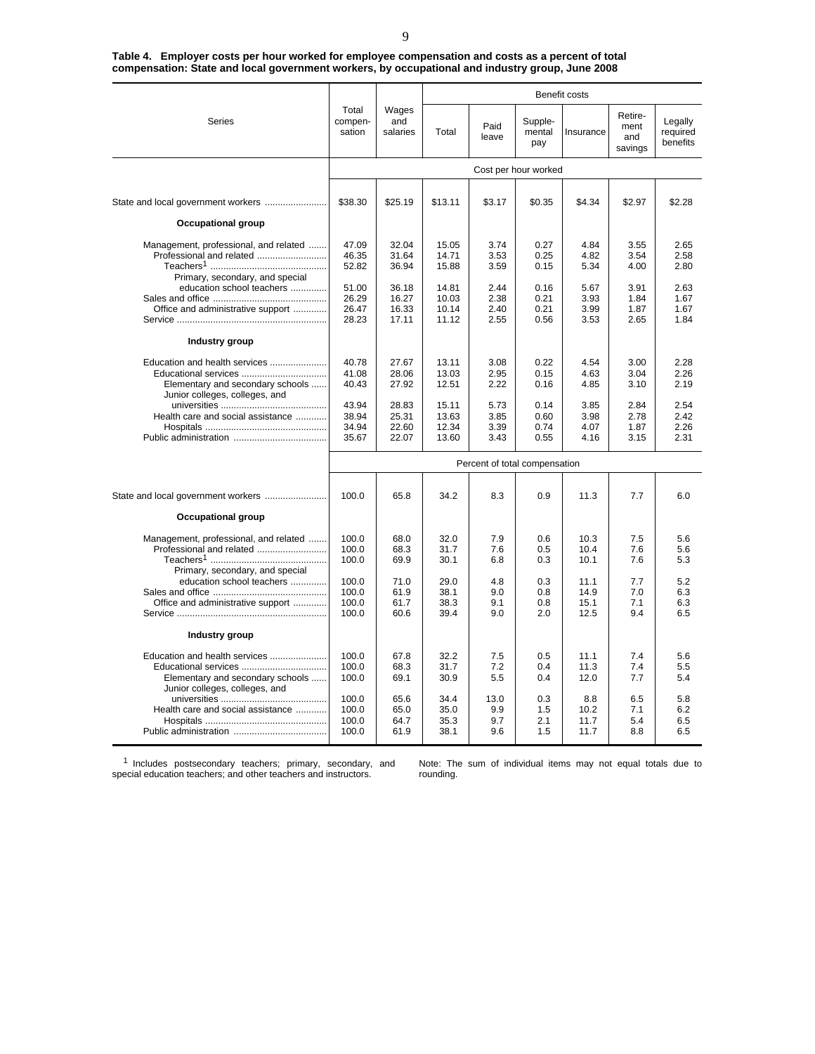**Table 4. Employer costs per hour worked for employee compensation and costs as a percent of total compensation: State and local government workers, by occupational and industry group, June 2008**

| Series | Total compen-sation | Wages and salaries | Benefit costs: Total | Paid leave | Supple-mental pay | Insurance | Retire-ment and savings | Legally required benefits |
|---|---|---|---|---|---|---|---|---|
| | **Cost per hour worked** | | | | | | | |
| State and local government workers | $38.30 | $25.19 | $13.11 | $3.17 | $0.35 | $4.34 | $2.97 | $2.28 |
| **Occupational group** | | | | | | | | |
| Management, professional, and related | 47.09 | 32.04 | 15.05 | 3.74 | 0.27 | 4.84 | 3.55 | 2.65 |
| Professional and related | 46.35 | 31.64 | 14.71 | 3.53 | 0.25 | 4.82 | 3.54 | 2.58 |
| Teachers[1] | 52.82 | 36.94 | 15.88 | 3.59 | 0.15 | 5.34 | 4.00 | 2.80 |
| Primary, secondary, and special education school teachers | 51.00 | 36.18 | 14.81 | 2.44 | 0.16 | 5.67 | 3.91 | 2.63 |
| Sales and office | 26.29 | 16.27 | 10.03 | 2.38 | 0.21 | 3.93 | 1.84 | 1.67 |
| Office and administrative support | 26.47 | 16.33 | 10.14 | 2.40 | 0.21 | 3.99 | 1.87 | 1.67 |
| Service | 28.23 | 17.11 | 11.12 | 2.55 | 0.56 | 3.53 | 2.65 | 1.84 |
| **Industry group** | | | | | | | | |
| Education and health services | 40.78 | 27.67 | 13.11 | 3.08 | 0.22 | 4.54 | 3.00 | 2.28 |
| Educational services | 41.08 | 28.06 | 13.03 | 2.95 | 0.15 | 4.63 | 3.04 | 2.26 |
| Elementary and secondary schools | 40.43 | 27.92 | 12.51 | 2.22 | 0.16 | 4.85 | 3.10 | 2.19 |
| Junior colleges, colleges, and universities | 43.94 | 28.83 | 15.11 | 5.73 | 0.14 | 3.85 | 2.84 | 2.54 |
| Health care and social assistance | 38.94 | 25.31 | 13.63 | 3.85 | 0.60 | 3.98 | 2.78 | 2.42 |
| Hospitals | 34.94 | 22.60 | 12.34 | 3.39 | 0.74 | 4.07 | 1.87 | 2.26 |
| Public administration | 35.67 | 22.07 | 13.60 | 3.43 | 0.55 | 4.16 | 3.15 | 2.31 |
| | **Percent of total compensation** | | | | | | | |
| State and local government workers | 100.0 | 65.8 | 34.2 | 8.3 | 0.9 | 11.3 | 7.7 | 6.0 |
| **Occupational group** | | | | | | | | |
| Management, professional, and related | 100.0 | 68.0 | 32.0 | 7.9 | 0.6 | 10.3 | 7.5 | 5.6 |
| Professional and related | 100.0 | 68.3 | 31.7 | 7.6 | 0.5 | 10.4 | 7.6 | 5.6 |
| Teachers[1] | 100.0 | 69.9 | 30.1 | 6.8 | 0.3 | 10.1 | 7.6 | 5.3 |
| Primary, secondary, and special education school teachers | 100.0 | 71.0 | 29.0 | 4.8 | 0.3 | 11.1 | 7.7 | 5.2 |
| Sales and office | 100.0 | 61.9 | 38.1 | 9.0 | 0.8 | 14.9 | 7.0 | 6.3 |
| Office and administrative support | 100.0 | 61.7 | 38.3 | 9.1 | 0.8 | 15.1 | 7.1 | 6.3 |
| Service | 100.0 | 60.6 | 39.4 | 9.0 | 2.0 | 12.5 | 9.4 | 6.5 |
| **Industry group** | | | | | | | | |
| Education and health services | 100.0 | 67.8 | 32.2 | 7.5 | 0.5 | 11.1 | 7.4 | 5.6 |
| Educational services | 100.0 | 68.3 | 31.7 | 7.2 | 0.4 | 11.3 | 7.4 | 5.5 |
| Elementary and secondary schools | 100.0 | 69.1 | 30.9 | 5.5 | 0.4 | 12.0 | 7.7 | 5.4 |
| Junior colleges, colleges, and universities | 100.0 | 65.6 | 34.4 | 13.0 | 0.3 | 8.8 | 6.5 | 5.8 |
| Health care and social assistance | 100.0 | 65.0 | 35.0 | 9.9 | 1.5 | 10.2 | 7.1 | 6.2 |
| Hospitals | 100.0 | 64.7 | 35.3 | 9.7 | 2.1 | 11.7 | 5.4 | 6.5 |
| Public administration | 100.0 | 61.9 | 38.1 | 9.6 | 1.5 | 11.7 | 8.8 | 6.5 |

[1] Includes postsecondary teachers; primary, secondary, and special education teachers; and other teachers and instructors.

Note: The sum of individual items may not equal totals due to rounding.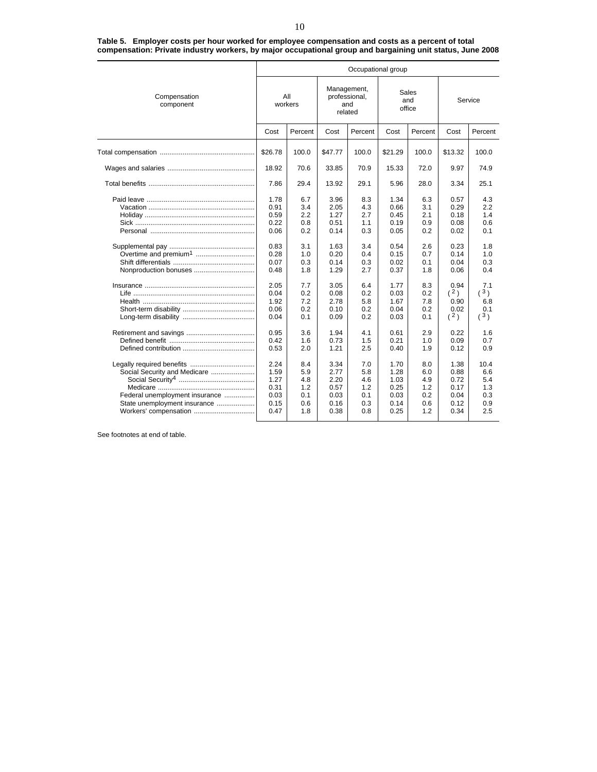**Table 5. Employer costs per hour worked for employee compensation and costs as a percent of total compensation: Private industry workers, by major occupational group and bargaining unit status, June 2008**

| Compensation component | Occupational group | | | | | | | |
|---|---|---|---|---|---|---|---|---|
| | All workers | | Management, professional, and related | | Sales and office | | Service | |
| | Cost | Percent | Cost | Percent | Cost | Percent | Cost | Percent |
| Total compensation | $26.78 | 100.0 | $47.77 | 100.0 | $21.29 | 100.0 | $13.32 | 100.0 |
| Wages and salaries | 18.92 | 70.6 | 33.85 | 70.9 | 15.33 | 72.0 | 9.97 | 74.9 |
| Total benefits | 7.86 | 29.4 | 13.92 | 29.1 | 5.96 | 28.0 | 3.34 | 25.1 |
| Paid leave | 1.78 | 6.7 | 3.96 | 8.3 | 1.34 | 6.3 | 0.57 | 4.3 |
| Vacation | 0.91 | 3.4 | 2.05 | 4.3 | 0.66 | 3.1 | 0.29 | 2.2 |
| Holiday | 0.59 | 2.2 | 1.27 | 2.7 | 0.45 | 2.1 | 0.18 | 1.4 |
| Sick | 0.22 | 0.8 | 0.51 | 1.1 | 0.19 | 0.9 | 0.08 | 0.6 |
| Personal | 0.06 | 0.2 | 0.14 | 0.3 | 0.05 | 0.2 | 0.02 | 0.1 |
| Supplemental pay | 0.83 | 3.1 | 1.63 | 3.4 | 0.54 | 2.6 | 0.23 | 1.8 |
| Overtime and premium[1] | 0.28 | 1.0 | 0.20 | 0.4 | 0.15 | 0.7 | 0.14 | 1.0 |
| Shift differentials | 0.07 | 0.3 | 0.14 | 0.3 | 0.02 | 0.1 | 0.04 | 0.3 |
| Nonproduction bonuses | 0.48 | 1.8 | 1.29 | 2.7 | 0.37 | 1.8 | 0.06 | 0.4 |
| Insurance | 2.05 | 7.7 | 3.05 | 6.4 | 1.77 | 8.3 | 0.94 | 7.1 |
| Life | 0.04 | 0.2 | 0.08 | 0.2 | 0.03 | 0.2 | ([2]) | ([3]) |
| Health | 1.92 | 7.2 | 2.78 | 5.8 | 1.67 | 7.8 | 0.90 | 6.8 |
| Short-term disability | 0.06 | 0.2 | 0.10 | 0.2 | 0.04 | 0.2 | 0.02 | 0.1 |
| Long-term disability | 0.04 | 0.1 | 0.09 | 0.2 | 0.03 | 0.1 | ([2]) | ([3]) |
| Retirement and savings | 0.95 | 3.6 | 1.94 | 4.1 | 0.61 | 2.9 | 0.22 | 1.6 |
| Defined benefit | 0.42 | 1.6 | 0.73 | 1.5 | 0.21 | 1.0 | 0.09 | 0.7 |
| Defined contribution | 0.53 | 2.0 | 1.21 | 2.5 | 0.40 | 1.9 | 0.12 | 0.9 |
| Legally required benefits | 2.24 | 8.4 | 3.34 | 7.0 | 1.70 | 8.0 | 1.38 | 10.4 |
| Social Security and Medicare | 1.59 | 5.9 | 2.77 | 5.8 | 1.28 | 6.0 | 0.88 | 6.6 |
| Social Security[4] | 1.27 | 4.8 | 2.20 | 4.6 | 1.03 | 4.9 | 0.72 | 5.4 |
| Medicare | 0.31 | 1.2 | 0.57 | 1.2 | 0.25 | 1.2 | 0.17 | 1.3 |
| Federal unemployment insurance | 0.03 | 0.1 | 0.03 | 0.1 | 0.03 | 0.2 | 0.04 | 0.3 |
| State unemployment insurance | 0.15 | 0.6 | 0.16 | 0.3 | 0.14 | 0.6 | 0.12 | 0.9 |
| Workers' compensation | 0.47 | 1.8 | 0.38 | 0.8 | 0.25 | 1.2 | 0.34 | 2.5 |

See footnotes at end of table.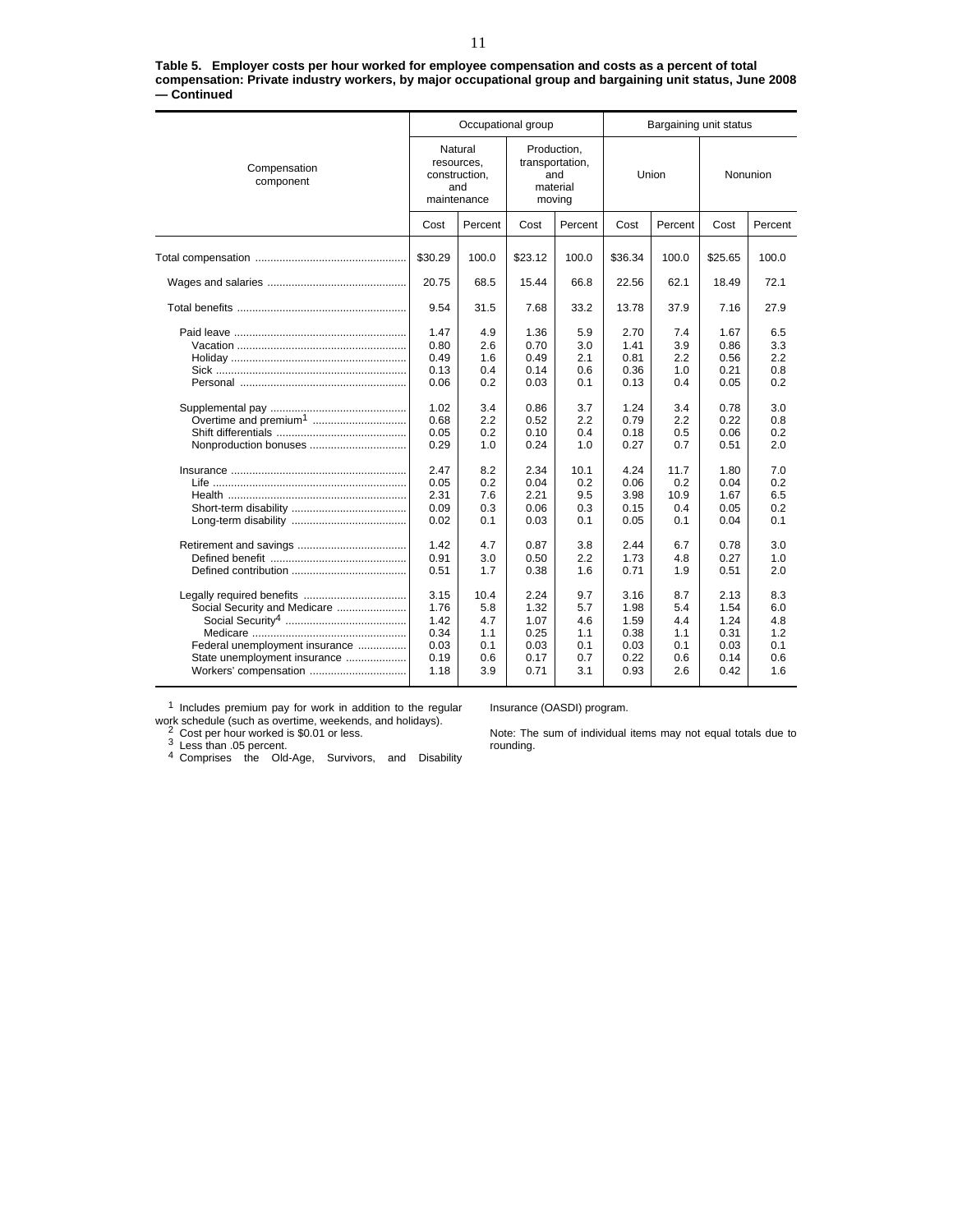**Table 5. Employer costs per hour worked for employee compensation and costs as a percent of total compensation: Private industry workers, by major occupational group and bargaining unit status, June 2008 — Continued**

| Compensation component | Occupational group | | | | Bargaining unit status | | | |
|---|---|---|---|---|---|---|---|---|
| | Natural resources, construction, and maintenance | | Production, transportation, and material moving | | Union | | Nonunion | |
| | Cost | Percent | Cost | Percent | Cost | Percent | Cost | Percent |
| Total compensation | $30.29 | 100.0 | $23.12 | 100.0 | $36.34 | 100.0 | $25.65 | 100.0 |
| Wages and salaries | 20.75 | 68.5 | 15.44 | 66.8 | 22.56 | 62.1 | 18.49 | 72.1 |
| Total benefits | 9.54 | 31.5 | 7.68 | 33.2 | 13.78 | 37.9 | 7.16 | 27.9 |
| Paid leave | 1.47 | 4.9 | 1.36 | 5.9 | 2.70 | 7.4 | 1.67 | 6.5 |
| Vacation | 0.80 | 2.6 | 0.70 | 3.0 | 1.41 | 3.9 | 0.86 | 3.3 |
| Holiday | 0.49 | 1.6 | 0.49 | 2.1 | 0.81 | 2.2 | 0.56 | 2.2 |
| Sick | 0.13 | 0.4 | 0.14 | 0.6 | 0.36 | 1.0 | 0.21 | 0.8 |
| Personal | 0.06 | 0.2 | 0.03 | 0.1 | 0.13 | 0.4 | 0.05 | 0.2 |
| Supplemental pay | 1.02 | 3.4 | 0.86 | 3.7 | 1.24 | 3.4 | 0.78 | 3.0 |
| Overtime and premium[1] | 0.68 | 2.2 | 0.52 | 2.2 | 0.79 | 2.2 | 0.22 | 0.8 |
| Shift differentials | 0.05 | 0.2 | 0.10 | 0.4 | 0.18 | 0.5 | 0.06 | 0.2 |
| Nonproduction bonuses | 0.29 | 1.0 | 0.24 | 1.0 | 0.27 | 0.7 | 0.51 | 2.0 |
| Insurance | 2.47 | 8.2 | 2.34 | 10.1 | 4.24 | 11.7 | 1.80 | 7.0 |
| Life | 0.05 | 0.2 | 0.04 | 0.2 | 0.06 | 0.2 | 0.04 | 0.2 |
| Health | 2.31 | 7.6 | 2.21 | 9.5 | 3.98 | 10.9 | 1.67 | 6.5 |
| Short-term disability | 0.09 | 0.3 | 0.06 | 0.3 | 0.15 | 0.4 | 0.05 | 0.2 |
| Long-term disability | 0.02 | 0.1 | 0.03 | 0.1 | 0.05 | 0.1 | 0.04 | 0.1 |
| Retirement and savings | 1.42 | 4.7 | 0.87 | 3.8 | 2.44 | 6.7 | 0.78 | 3.0 |
| Defined benefit | 0.91 | 3.0 | 0.50 | 2.2 | 1.73 | 4.8 | 0.27 | 1.0 |
| Defined contribution | 0.51 | 1.7 | 0.38 | 1.6 | 0.71 | 1.9 | 0.51 | 2.0 |
| Legally required benefits | 3.15 | 10.4 | 2.24 | 9.7 | 3.16 | 8.7 | 2.13 | 8.3 |
| Social Security and Medicare | 1.76 | 5.8 | 1.32 | 5.7 | 1.98 | 5.4 | 1.54 | 6.0 |
| Social Security[4] | 1.42 | 4.7 | 1.07 | 4.6 | 1.59 | 4.4 | 1.24 | 4.8 |
| Medicare | 0.34 | 1.1 | 0.25 | 1.1 | 0.38 | 1.1 | 0.31 | 1.2 |
| Federal unemployment insurance | 0.03 | 0.1 | 0.03 | 0.1 | 0.03 | 0.1 | 0.03 | 0.1 |
| State unemployment insurance | 0.19 | 0.6 | 0.17 | 0.7 | 0.22 | 0.6 | 0.14 | 0.6 |
| Workers' compensation | 1.18 | 3.9 | 0.71 | 3.1 | 0.93 | 2.6 | 0.42 | 1.6 |

[1] Includes premium pay for work in addition to the regular work schedule (such as overtime, weekends, and holidays).
[2] Cost per hour worked is $0.01 or less.
[3] Less than .05 percent.
[4] Comprises the Old-Age, Survivors, and Disability Insurance (OASDI) program.

Note: The sum of individual items may not equal totals due to rounding.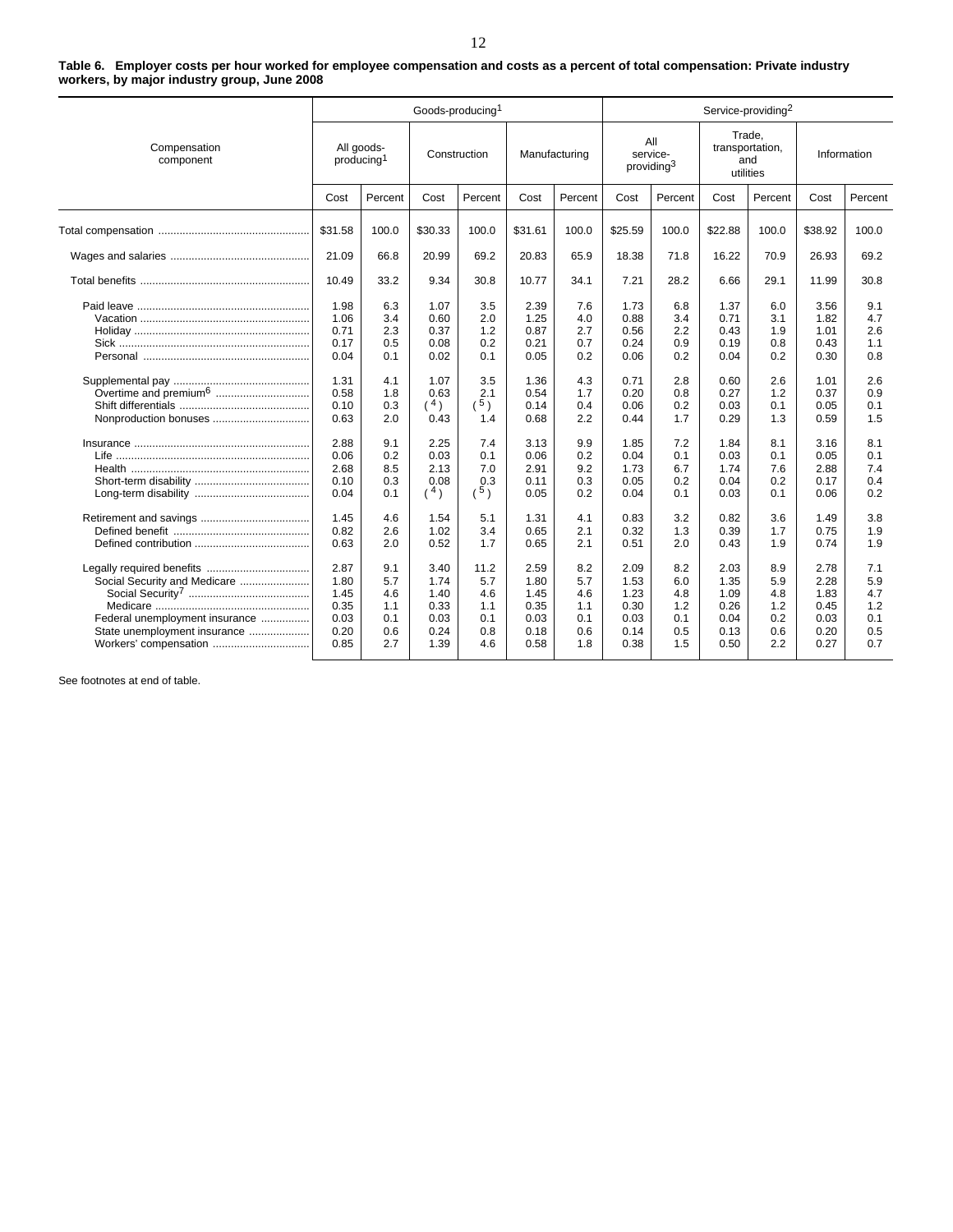**Table 6. Employer costs per hour worked for employee compensation and costs as a percent of total compensation: Private industry workers, by major industry group, June 2008**

| Compensation component | Goods-producing[1] | | | | | | Service-providing[2] | | | | | |
|---|---|---|---|---|---|---|---|---|---|---|---|---|
| | All goods-producing[1] | | Construction | | Manufacturing | | All service-providing[3] | | Trade, transportation, and utilities | | Information | |
| | Cost | Percent | Cost | Percent | Cost | Percent | Cost | Percent | Cost | Percent | Cost | Percent |
| Total compensation | $31.58 | 100.0 | $30.33 | 100.0 | $31.61 | 100.0 | $25.59 | 100.0 | $22.88 | 100.0 | $38.92 | 100.0 |
| Wages and salaries | 21.09 | 66.8 | 20.99 | 69.2 | 20.83 | 65.9 | 18.38 | 71.8 | 16.22 | 70.9 | 26.93 | 69.2 |
| Total benefits | 10.49 | 33.2 | 9.34 | 30.8 | 10.77 | 34.1 | 7.21 | 28.2 | 6.66 | 29.1 | 11.99 | 30.8 |
| Paid leave | 1.98 | 6.3 | 1.07 | 3.5 | 2.39 | 7.6 | 1.73 | 6.8 | 1.37 | 6.0 | 3.56 | 9.1 |
| Vacation | 1.06 | 3.4 | 0.60 | 2.0 | 1.25 | 4.0 | 0.88 | 3.4 | 0.71 | 3.1 | 1.82 | 4.7 |
| Holiday | 0.71 | 2.3 | 0.37 | 1.2 | 0.87 | 2.7 | 0.56 | 2.2 | 0.43 | 1.9 | 1.01 | 2.6 |
| Sick | 0.17 | 0.5 | 0.08 | 0.2 | 0.21 | 0.7 | 0.24 | 0.9 | 0.19 | 0.8 | 0.43 | 1.1 |
| Personal | 0.04 | 0.1 | 0.02 | 0.1 | 0.05 | 0.2 | 0.06 | 0.2 | 0.04 | 0.2 | 0.30 | 0.8 |
| Supplemental pay | 1.31 | 4.1 | 1.07 | 3.5 | 1.36 | 4.3 | 0.71 | 2.8 | 0.60 | 2.6 | 1.01 | 2.6 |
| Overtime and premium[6] | 0.58 | 1.8 | 0.63 | 2.1 | 0.54 | 1.7 | 0.20 | 0.8 | 0.27 | 1.2 | 0.37 | 0.9 |
| Shift differentials | 0.10 | 0.3 | ([4]) | ([5]) | 0.14 | 0.4 | 0.06 | 0.2 | 0.03 | 0.1 | 0.05 | 0.1 |
| Nonproduction bonuses | 0.63 | 2.0 | 0.43 | 1.4 | 0.68 | 2.2 | 0.44 | 1.7 | 0.29 | 1.3 | 0.59 | 1.5 |
| Insurance | 2.88 | 9.1 | 2.25 | 7.4 | 3.13 | 9.9 | 1.85 | 7.2 | 1.84 | 8.1 | 3.16 | 8.1 |
| Life | 0.06 | 0.2 | 0.03 | 0.1 | 0.06 | 0.2 | 0.04 | 0.1 | 0.03 | 0.1 | 0.05 | 0.1 |
| Health | 2.68 | 8.5 | 2.13 | 7.0 | 2.91 | 9.2 | 1.73 | 6.7 | 1.74 | 7.6 | 2.88 | 7.4 |
| Short-term disability | 0.10 | 0.3 | 0.08 | 0.3 | 0.11 | 0.3 | 0.05 | 0.2 | 0.04 | 0.2 | 0.17 | 0.4 |
| Long-term disability | 0.04 | 0.1 | ([4]) | ([5]) | 0.05 | 0.2 | 0.04 | 0.1 | 0.03 | 0.1 | 0.06 | 0.2 |
| Retirement and savings | 1.45 | 4.6 | 1.54 | 5.1 | 1.31 | 4.1 | 0.83 | 3.2 | 0.82 | 3.6 | 1.49 | 3.8 |
| Defined benefit | 0.82 | 2.6 | 1.02 | 3.4 | 0.65 | 2.1 | 0.32 | 1.3 | 0.39 | 1.7 | 0.75 | 1.9 |
| Defined contribution | 0.63 | 2.0 | 0.52 | 1.7 | 0.65 | 2.1 | 0.51 | 2.0 | 0.43 | 1.9 | 0.74 | 1.9 |
| Legally required benefits | 2.87 | 9.1 | 3.40 | 11.2 | 2.59 | 8.2 | 2.09 | 8.2 | 2.03 | 8.9 | 2.78 | 7.1 |
| Social Security and Medicare | 1.80 | 5.7 | 1.74 | 5.7 | 1.80 | 5.7 | 1.53 | 6.0 | 1.35 | 5.9 | 2.28 | 5.9 |
| Social Security[7] | 1.45 | 4.6 | 1.40 | 4.6 | 1.45 | 4.6 | 1.23 | 4.8 | 1.09 | 4.8 | 1.83 | 4.7 |
| Medicare | 0.35 | 1.1 | 0.33 | 1.1 | 0.35 | 1.1 | 0.30 | 1.2 | 0.26 | 1.2 | 0.45 | 1.2 |
| Federal unemployment insurance | 0.03 | 0.1 | 0.03 | 0.1 | 0.03 | 0.1 | 0.03 | 0.1 | 0.04 | 0.2 | 0.03 | 0.1 |
| State unemployment insurance | 0.20 | 0.6 | 0.24 | 0.8 | 0.18 | 0.6 | 0.14 | 0.5 | 0.13 | 0.6 | 0.20 | 0.5 |
| Workers' compensation | 0.85 | 2.7 | 1.39 | 4.6 | 0.58 | 1.8 | 0.38 | 1.5 | 0.50 | 2.2 | 0.27 | 0.7 |

See footnotes at end of table.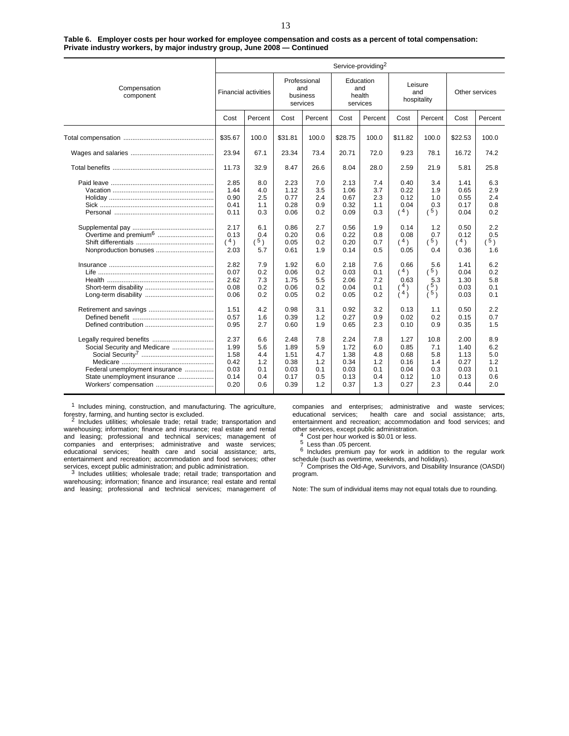**Table 6. Employer costs per hour worked for employee compensation and costs as a percent of total compensation: Private industry workers, by major industry group, June 2008 — Continued**

| Compensation component | Service-providing[2] | | | | | | | | | |
|---|---|---|---|---|---|---|---|---|---|---|
| | Financial activities | | Professional and business services | | Education and health services | | Leisure and hospitality | | Other services | |
| | Cost | Percent | Cost | Percent | Cost | Percent | Cost | Percent | Cost | Percent |
| Total compensation | $35.67 | 100.0 | $31.81 | 100.0 | $28.75 | 100.0 | $11.82 | 100.0 | $22.53 | 100.0 |
| Wages and salaries | 23.94 | 67.1 | 23.34 | 73.4 | 20.71 | 72.0 | 9.23 | 78.1 | 16.72 | 74.2 |
| Total benefits | 11.73 | 32.9 | 8.47 | 26.6 | 8.04 | 28.0 | 2.59 | 21.9 | 5.81 | 25.8 |
| Paid leave | 2.85 | 8.0 | 2.23 | 7.0 | 2.13 | 7.4 | 0.40 | 3.4 | 1.41 | 6.3 |
| Vacation | 1.44 | 4.0 | 1.12 | 3.5 | 1.06 | 3.7 | 0.22 | 1.9 | 0.65 | 2.9 |
| Holiday | 0.90 | 2.5 | 0.77 | 2.4 | 0.67 | 2.3 | 0.12 | 1.0 | 0.55 | 2.4 |
| Sick | 0.41 | 1.1 | 0.28 | 0.9 | 0.32 | 1.1 | 0.04 | 0.3 | 0.17 | 0.8 |
| Personal | 0.11 | 0.3 | 0.06 | 0.2 | 0.09 | 0.3 | ([4]) | ([5]) | 0.04 | 0.2 |
| Supplemental pay | 2.17 | 6.1 | 0.86 | 2.7 | 0.56 | 1.9 | 0.14 | 1.2 | 0.50 | 2.2 |
| Overtime and premium[6] | 0.13 | 0.4 | 0.20 | 0.6 | 0.22 | 0.8 | 0.08 | 0.7 | 0.12 | 0.5 |
| Shift differentials | ([4]) | ([5]) | 0.05 | 0.2 | 0.20 | 0.7 | ([4]) | ([5]) | ([4]) | ([5]) |
| Nonproduction bonuses | 2.03 | 5.7 | 0.61 | 1.9 | 0.14 | 0.5 | 0.05 | 0.4 | 0.36 | 1.6 |
| Insurance | 2.82 | 7.9 | 1.92 | 6.0 | 2.18 | 7.6 | 0.66 | 5.6 | 1.41 | 6.2 |
| Life | 0.07 | 0.2 | 0.06 | 0.2 | 0.03 | 0.1 | ([4]) | ([5]) | 0.04 | 0.2 |
| Health | 2.62 | 7.3 | 1.75 | 5.5 | 2.06 | 7.2 | 0.63 | 5.3 | 1.30 | 5.8 |
| Short-term disability | 0.08 | 0.2 | 0.06 | 0.2 | 0.04 | 0.1 | ([4]) | ([5]) | 0.03 | 0.1 |
| Long-term disability | 0.06 | 0.2 | 0.05 | 0.2 | 0.05 | 0.2 | ([4]) | ([5]) | 0.03 | 0.1 |
| Retirement and savings | 1.51 | 4.2 | 0.98 | 3.1 | 0.92 | 3.2 | 0.13 | 1.1 | 0.50 | 2.2 |
| Defined benefit | 0.57 | 1.6 | 0.39 | 1.2 | 0.27 | 0.9 | 0.02 | 0.2 | 0.15 | 0.7 |
| Defined contribution | 0.95 | 2.7 | 0.60 | 1.9 | 0.65 | 2.3 | 0.10 | 0.9 | 0.35 | 1.5 |
| Legally required benefits | 2.37 | 6.6 | 2.48 | 7.8 | 2.24 | 7.8 | 1.27 | 10.8 | 2.00 | 8.9 |
| Social Security and Medicare | 1.99 | 5.6 | 1.89 | 5.9 | 1.72 | 6.0 | 0.85 | 7.1 | 1.40 | 6.2 |
| Social Security[7] | 1.58 | 4.4 | 1.51 | 4.7 | 1.38 | 4.8 | 0.68 | 5.8 | 1.13 | 5.0 |
| Medicare | 0.42 | 1.2 | 0.38 | 1.2 | 0.34 | 1.2 | 0.16 | 1.4 | 0.27 | 1.2 |
| Federal unemployment insurance | 0.03 | 0.1 | 0.03 | 0.1 | 0.03 | 0.1 | 0.04 | 0.3 | 0.03 | 0.1 |
| State unemployment insurance | 0.14 | 0.4 | 0.17 | 0.5 | 0.13 | 0.4 | 0.12 | 1.0 | 0.13 | 0.6 |
| Workers' compensation | 0.20 | 0.6 | 0.39 | 1.2 | 0.37 | 1.3 | 0.27 | 2.3 | 0.44 | 2.0 |

[1] Includes mining, construction, and manufacturing. The agriculture, forestry, farming, and hunting sector is excluded.

[2] Includes utilities; wholesale trade; retail trade; transportation and warehousing; information; finance and insurance; real estate and rental and leasing; professional and technical services; management of companies and enterprises; administrative and waste services; educational services; health care and social assistance; arts, entertainment and recreation; accommodation and food services; other services, except public administration; and public administration.

[3] Includes utilities; wholesale trade; retail trade; transportation and warehousing; information; finance and insurance; real estate and rental and leasing; professional and technical services; management of companies and enterprises; administrative and waste services; educational services; health care and social assistance; arts, entertainment and recreation; accommodation and food services; and other services, except public administration.

[4] Cost per hour worked is $0.01 or less.

[5] Less than .05 percent.

[6] Includes premium pay for work in addition to the regular work schedule (such as overtime, weekends, and holidays).

[7] Comprises the Old-Age, Survivors, and Disability Insurance (OASDI) program.

Note: The sum of individual items may not equal totals due to rounding.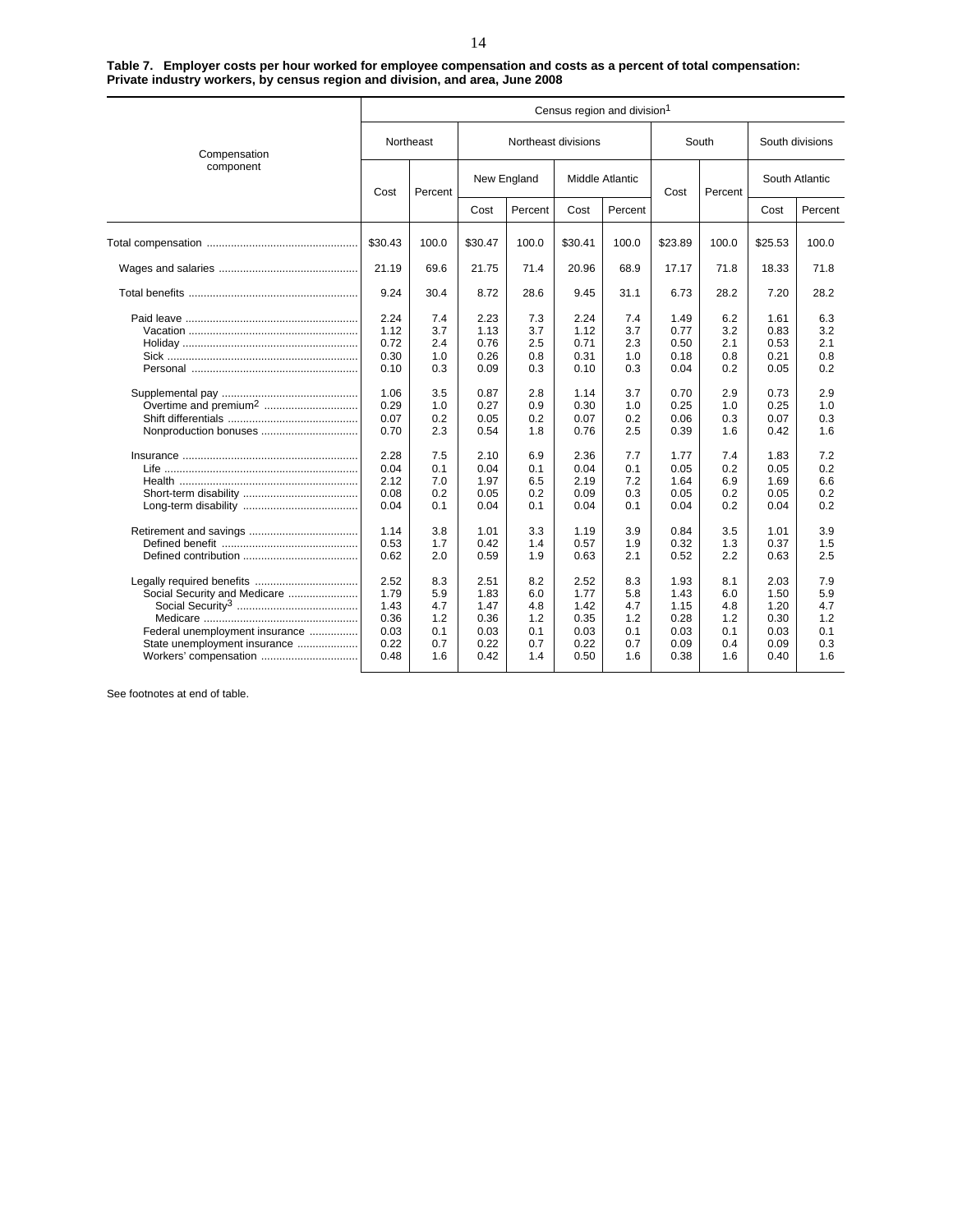**Table 7. Employer costs per hour worked for employee compensation and costs as a percent of total compensation: Private industry workers, by census region and division, and area, June 2008**

| Compensation component | Census region and division[1] | | | | | | | | | |
|---|---|---|---|---|---|---|---|---|---|---|
| | Northeast | | Northeast divisions | | | | South | | South divisions | |
| | | | New England | | Middle Atlantic | | | | South Atlantic | |
| | Cost | Percent | Cost | Percent | Cost | Percent | Cost | Percent | Cost | Percent |
| Total compensation | $30.43 | 100.0 | $30.47 | 100.0 | $30.41 | 100.0 | $23.89 | 100.0 | $25.53 | 100.0 |
| Wages and salaries | 21.19 | 69.6 | 21.75 | 71.4 | 20.96 | 68.9 | 17.17 | 71.8 | 18.33 | 71.8 |
| Total benefits | 9.24 | 30.4 | 8.72 | 28.6 | 9.45 | 31.1 | 6.73 | 28.2 | 7.20 | 28.2 |
| Paid leave | 2.24 | 7.4 | 2.23 | 7.3 | 2.24 | 7.4 | 1.49 | 6.2 | 1.61 | 6.3 |
| Vacation | 1.12 | 3.7 | 1.13 | 3.7 | 1.12 | 3.7 | 0.77 | 3.2 | 0.83 | 3.2 |
| Holiday | 0.72 | 2.4 | 0.76 | 2.5 | 0.71 | 2.3 | 0.50 | 2.1 | 0.53 | 2.1 |
| Sick | 0.30 | 1.0 | 0.26 | 0.8 | 0.31 | 1.0 | 0.18 | 0.8 | 0.21 | 0.8 |
| Personal | 0.10 | 0.3 | 0.09 | 0.3 | 0.10 | 0.3 | 0.04 | 0.2 | 0.05 | 0.2 |
| Supplemental pay | 1.06 | 3.5 | 0.87 | 2.8 | 1.14 | 3.7 | 0.70 | 2.9 | 0.73 | 2.9 |
| Overtime and premium[2] | 0.29 | 1.0 | 0.27 | 0.9 | 0.30 | 1.0 | 0.25 | 1.0 | 0.25 | 1.0 |
| Shift differentials | 0.07 | 0.2 | 0.05 | 0.2 | 0.07 | 0.2 | 0.06 | 0.3 | 0.07 | 0.3 |
| Nonproduction bonuses | 0.70 | 2.3 | 0.54 | 1.8 | 0.76 | 2.5 | 0.39 | 1.6 | 0.42 | 1.6 |
| Insurance | 2.28 | 7.5 | 2.10 | 6.9 | 2.36 | 7.7 | 1.77 | 7.4 | 1.83 | 7.2 |
| Life | 0.04 | 0.1 | 0.04 | 0.1 | 0.04 | 0.1 | 0.05 | 0.2 | 0.05 | 0.2 |
| Health | 2.12 | 7.0 | 1.97 | 6.5 | 2.19 | 7.2 | 1.64 | 6.9 | 1.69 | 6.6 |
| Short-term disability | 0.08 | 0.2 | 0.05 | 0.2 | 0.09 | 0.3 | 0.05 | 0.2 | 0.05 | 0.2 |
| Long-term disability | 0.04 | 0.1 | 0.04 | 0.1 | 0.04 | 0.1 | 0.04 | 0.2 | 0.04 | 0.2 |
| Retirement and savings | 1.14 | 3.8 | 1.01 | 3.3 | 1.19 | 3.9 | 0.84 | 3.5 | 1.01 | 3.9 |
| Defined benefit | 0.53 | 1.7 | 0.42 | 1.4 | 0.57 | 1.9 | 0.32 | 1.3 | 0.37 | 1.5 |
| Defined contribution | 0.62 | 2.0 | 0.59 | 1.9 | 0.63 | 2.1 | 0.52 | 2.2 | 0.63 | 2.5 |
| Legally required benefits | 2.52 | 8.3 | 2.51 | 8.2 | 2.52 | 8.3 | 1.93 | 8.1 | 2.03 | 7.9 |
| Social Security and Medicare | 1.79 | 5.9 | 1.83 | 6.0 | 1.77 | 5.8 | 1.43 | 6.0 | 1.50 | 5.9 |
| Social Security[3] | 1.43 | 4.7 | 1.47 | 4.8 | 1.42 | 4.7 | 1.15 | 4.8 | 1.20 | 4.7 |
| Medicare | 0.36 | 1.2 | 0.36 | 1.2 | 0.35 | 1.2 | 0.28 | 1.2 | 0.30 | 1.2 |
| Federal unemployment insurance | 0.03 | 0.1 | 0.03 | 0.1 | 0.03 | 0.1 | 0.03 | 0.1 | 0.03 | 0.1 |
| State unemployment insurance | 0.22 | 0.7 | 0.22 | 0.7 | 0.22 | 0.7 | 0.09 | 0.4 | 0.09 | 0.3 |
| Workers' compensation | 0.48 | 1.6 | 0.42 | 1.4 | 0.50 | 1.6 | 0.38 | 1.6 | 0.40 | 1.6 |

See footnotes at end of table.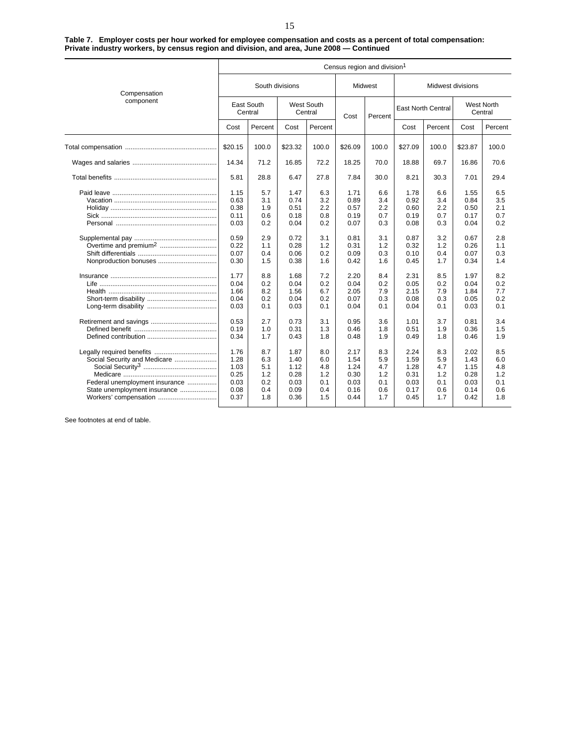**Table 7. Employer costs per hour worked for employee compensation and costs as a percent of total compensation: Private industry workers, by census region and division, and area, June 2008 — Continued**

| Compensation component | Census region and division[1] | | | | | | | | | |
|---|---|---|---|---|---|---|---|---|---|---|
| | South divisions | | | | Midwest | | Midwest divisions | | | |
| | East South Central | | West South Central | | | | East North Central | | West North Central | |
| | Cost | Percent | Cost | Percent | Cost | Percent | Cost | Percent | Cost | Percent |
| Total compensation | $20.15 | 100.0 | $23.32 | 100.0 | $26.09 | 100.0 | $27.09 | 100.0 | $23.87 | 100.0 |
| Wages and salaries | 14.34 | 71.2 | 16.85 | 72.2 | 18.25 | 70.0 | 18.88 | 69.7 | 16.86 | 70.6 |
| Total benefits | 5.81 | 28.8 | 6.47 | 27.8 | 7.84 | 30.0 | 8.21 | 30.3 | 7.01 | 29.4 |
| Paid leave | 1.15 | 5.7 | 1.47 | 6.3 | 1.71 | 6.6 | 1.78 | 6.6 | 1.55 | 6.5 |
| Vacation | 0.63 | 3.1 | 0.74 | 3.2 | 0.89 | 3.4 | 0.92 | 3.4 | 0.84 | 3.5 |
| Holiday | 0.38 | 1.9 | 0.51 | 2.2 | 0.57 | 2.2 | 0.60 | 2.2 | 0.50 | 2.1 |
| Sick | 0.11 | 0.6 | 0.18 | 0.8 | 0.19 | 0.7 | 0.19 | 0.7 | 0.17 | 0.7 |
| Personal | 0.03 | 0.2 | 0.04 | 0.2 | 0.07 | 0.3 | 0.08 | 0.3 | 0.04 | 0.2 |
| Supplemental pay | 0.59 | 2.9 | 0.72 | 3.1 | 0.81 | 3.1 | 0.87 | 3.2 | 0.67 | 2.8 |
| Overtime and premium[2] | 0.22 | 1.1 | 0.28 | 1.2 | 0.31 | 1.2 | 0.32 | 1.2 | 0.26 | 1.1 |
| Shift differentials | 0.07 | 0.4 | 0.06 | 0.2 | 0.09 | 0.3 | 0.10 | 0.4 | 0.07 | 0.3 |
| Nonproduction bonuses | 0.30 | 1.5 | 0.38 | 1.6 | 0.42 | 1.6 | 0.45 | 1.7 | 0.34 | 1.4 |
| Insurance | 1.77 | 8.8 | 1.68 | 7.2 | 2.20 | 8.4 | 2.31 | 8.5 | 1.97 | 8.2 |
| Life | 0.04 | 0.2 | 0.04 | 0.2 | 0.04 | 0.2 | 0.05 | 0.2 | 0.04 | 0.2 |
| Health | 1.66 | 8.2 | 1.56 | 6.7 | 2.05 | 7.9 | 2.15 | 7.9 | 1.84 | 7.7 |
| Short-term disability | 0.04 | 0.2 | 0.04 | 0.2 | 0.07 | 0.3 | 0.08 | 0.3 | 0.05 | 0.2 |
| Long-term disability | 0.03 | 0.1 | 0.03 | 0.1 | 0.04 | 0.1 | 0.04 | 0.1 | 0.03 | 0.1 |
| Retirement and savings | 0.53 | 2.7 | 0.73 | 3.1 | 0.95 | 3.6 | 1.01 | 3.7 | 0.81 | 3.4 |
| Defined benefit | 0.19 | 1.0 | 0.31 | 1.3 | 0.46 | 1.8 | 0.51 | 1.9 | 0.36 | 1.5 |
| Defined contribution | 0.34 | 1.7 | 0.43 | 1.8 | 0.48 | 1.9 | 0.49 | 1.8 | 0.46 | 1.9 |
| Legally required benefits | 1.76 | 8.7 | 1.87 | 8.0 | 2.17 | 8.3 | 2.24 | 8.3 | 2.02 | 8.5 |
| Social Security and Medicare | 1.28 | 6.3 | 1.40 | 6.0 | 1.54 | 5.9 | 1.59 | 5.9 | 1.43 | 6.0 |
| Social Security[3] | 1.03 | 5.1 | 1.12 | 4.8 | 1.24 | 4.7 | 1.28 | 4.7 | 1.15 | 4.8 |
| Medicare | 0.25 | 1.2 | 0.28 | 1.2 | 0.30 | 1.2 | 0.31 | 1.2 | 0.28 | 1.2 |
| Federal unemployment insurance | 0.03 | 0.2 | 0.03 | 0.1 | 0.03 | 0.1 | 0.03 | 0.1 | 0.03 | 0.1 |
| State unemployment insurance | 0.08 | 0.4 | 0.09 | 0.4 | 0.16 | 0.6 | 0.17 | 0.6 | 0.14 | 0.6 |
| Workers' compensation | 0.37 | 1.8 | 0.36 | 1.5 | 0.44 | 1.7 | 0.45 | 1.7 | 0.42 | 1.8 |

See footnotes at end of table.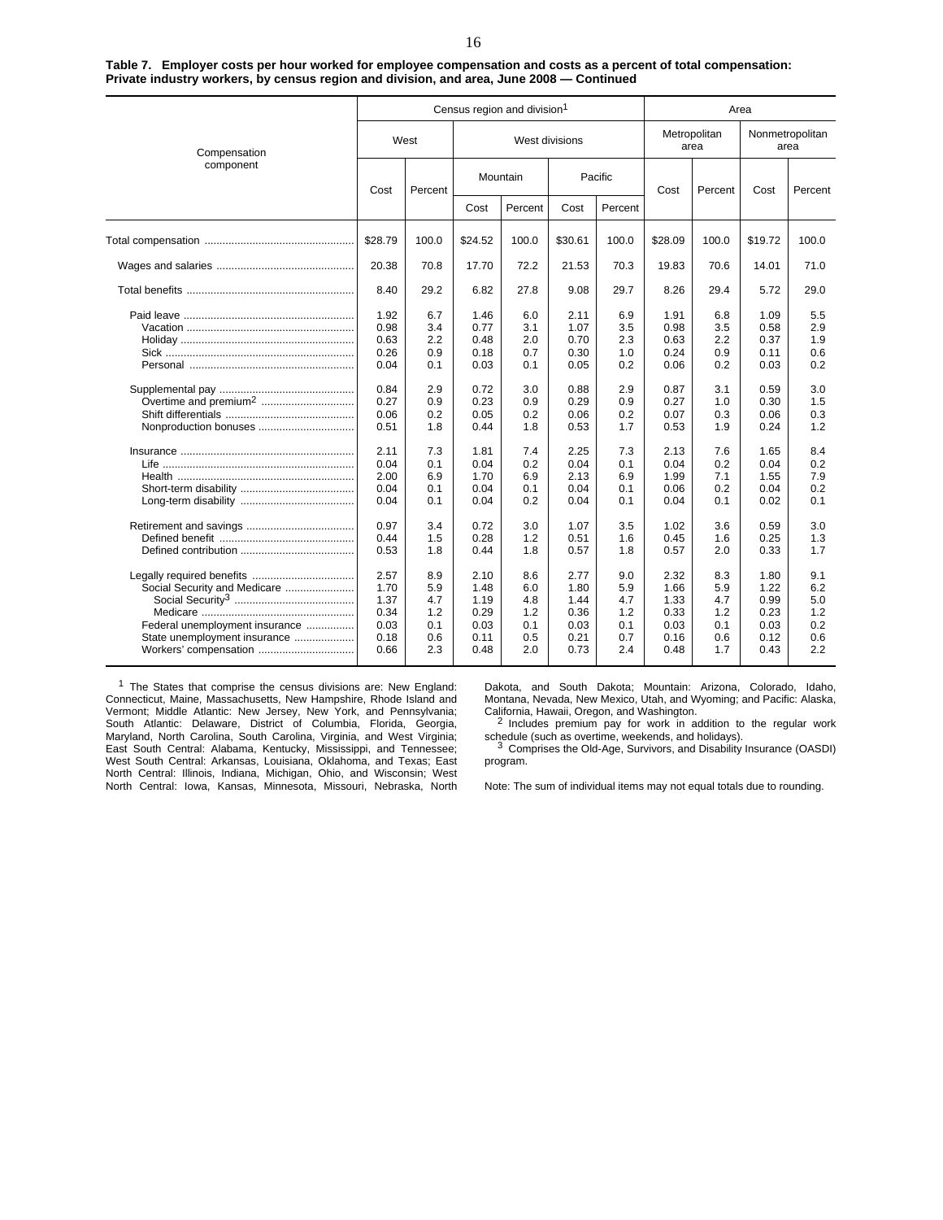**Table 7. Employer costs per hour worked for employee compensation and costs as a percent of total compensation: Private industry workers, by census region and division, and area, June 2008 — Continued**

| Compensation component | Census region and division[1] | | | | | | Area | | | |
|---|---|---|---|---|---|---|---|---|---|---|
| | West | | West divisions | | | | Metropolitan area | | Nonmetropolitan area | |
| | | | Mountain | | Pacific | | | | | |
| | Cost | Percent | Cost | Percent | Cost | Percent | Cost | Percent | Cost | Percent |
| Total compensation | $28.79 | 100.0 | $24.52 | 100.0 | $30.61 | 100.0 | $28.09 | 100.0 | $19.72 | 100.0 |
| Wages and salaries | 20.38 | 70.8 | 17.70 | 72.2 | 21.53 | 70.3 | 19.83 | 70.6 | 14.01 | 71.0 |
| Total benefits | 8.40 | 29.2 | 6.82 | 27.8 | 9.08 | 29.7 | 8.26 | 29.4 | 5.72 | 29.0 |
| Paid leave | 1.92 | 6.7 | 1.46 | 6.0 | 2.11 | 6.9 | 1.91 | 6.8 | 1.09 | 5.5 |
| Vacation | 0.98 | 3.4 | 0.77 | 3.1 | 1.07 | 3.5 | 0.98 | 3.5 | 0.58 | 2.9 |
| Holiday | 0.63 | 2.2 | 0.48 | 2.0 | 0.70 | 2.3 | 0.63 | 2.2 | 0.37 | 1.9 |
| Sick | 0.26 | 0.9 | 0.18 | 0.7 | 0.30 | 1.0 | 0.24 | 0.9 | 0.11 | 0.6 |
| Personal | 0.04 | 0.1 | 0.03 | 0.1 | 0.05 | 0.2 | 0.06 | 0.2 | 0.03 | 0.2 |
| Supplemental pay | 0.84 | 2.9 | 0.72 | 3.0 | 0.88 | 2.9 | 0.87 | 3.1 | 0.59 | 3.0 |
| Overtime and premium[2] | 0.27 | 0.9 | 0.23 | 0.9 | 0.29 | 0.9 | 0.27 | 1.0 | 0.30 | 1.5 |
| Shift differentials | 0.06 | 0.2 | 0.05 | 0.2 | 0.06 | 0.2 | 0.07 | 0.3 | 0.06 | 0.3 |
| Nonproduction bonuses | 0.51 | 1.8 | 0.44 | 1.8 | 0.53 | 1.7 | 0.53 | 1.9 | 0.24 | 1.2 |
| Insurance | 2.11 | 7.3 | 1.81 | 7.4 | 2.25 | 7.3 | 2.13 | 7.6 | 1.65 | 8.4 |
| Life | 0.04 | 0.1 | 0.04 | 0.2 | 0.04 | 0.1 | 0.04 | 0.2 | 0.04 | 0.2 |
| Health | 2.00 | 6.9 | 1.70 | 6.9 | 2.13 | 6.9 | 1.99 | 7.1 | 1.55 | 7.9 |
| Short-term disability | 0.04 | 0.1 | 0.04 | 0.1 | 0.04 | 0.1 | 0.06 | 0.2 | 0.04 | 0.2 |
| Long-term disability | 0.04 | 0.1 | 0.04 | 0.2 | 0.04 | 0.1 | 0.04 | 0.1 | 0.02 | 0.1 |
| Retirement and savings | 0.97 | 3.4 | 0.72 | 3.0 | 1.07 | 3.5 | 1.02 | 3.6 | 0.59 | 3.0 |
| Defined benefit | 0.44 | 1.5 | 0.28 | 1.2 | 0.51 | 1.6 | 0.45 | 1.6 | 0.25 | 1.3 |
| Defined contribution | 0.53 | 1.8 | 0.44 | 1.8 | 0.57 | 1.8 | 0.57 | 2.0 | 0.33 | 1.7 |
| Legally required benefits | 2.57 | 8.9 | 2.10 | 8.6 | 2.77 | 9.0 | 2.32 | 8.3 | 1.80 | 9.1 |
| Social Security and Medicare | 1.70 | 5.9 | 1.48 | 6.0 | 1.80 | 5.9 | 1.66 | 5.9 | 1.22 | 6.2 |
| Social Security[3] | 1.37 | 4.7 | 1.19 | 4.8 | 1.44 | 4.7 | 1.33 | 4.7 | 0.99 | 5.0 |
| Medicare | 0.34 | 1.2 | 0.29 | 1.2 | 0.36 | 1.2 | 0.33 | 1.2 | 0.23 | 1.2 |
| Federal unemployment insurance | 0.03 | 0.1 | 0.03 | 0.1 | 0.03 | 0.1 | 0.03 | 0.1 | 0.03 | 0.2 |
| State unemployment insurance | 0.18 | 0.6 | 0.11 | 0.5 | 0.21 | 0.7 | 0.16 | 0.6 | 0.12 | 0.6 |
| Workers' compensation | 0.66 | 2.3 | 0.48 | 2.0 | 0.73 | 2.4 | 0.48 | 1.7 | 0.43 | 2.2 |

[1] The States that comprise the census divisions are: New England: Connecticut, Maine, Massachusetts, New Hampshire, Rhode Island and Vermont; Middle Atlantic: New Jersey, New York, and Pennsylvania; South Atlantic: Delaware, District of Columbia, Florida, Georgia, Maryland, North Carolina, South Carolina, Virginia, and West Virginia; East South Central: Alabama, Kentucky, Mississippi, and Tennessee; West South Central: Arkansas, Louisiana, Oklahoma, and Texas; East North Central: Illinois, Indiana, Michigan, Ohio, and Wisconsin; West North Central: Iowa, Kansas, Minnesota, Missouri, Nebraska, North Dakota, and South Dakota; Mountain: Arizona, Colorado, Idaho, Montana, Nevada, New Mexico, Utah, and Wyoming; and Pacific: Alaska, California, Hawaii, Oregon, and Washington.

[2] Includes premium pay for work in addition to the regular work schedule (such as overtime, weekends, and holidays).

[3] Comprises the Old-Age, Survivors, and Disability Insurance (OASDI) program.

Note: The sum of individual items may not equal totals due to rounding.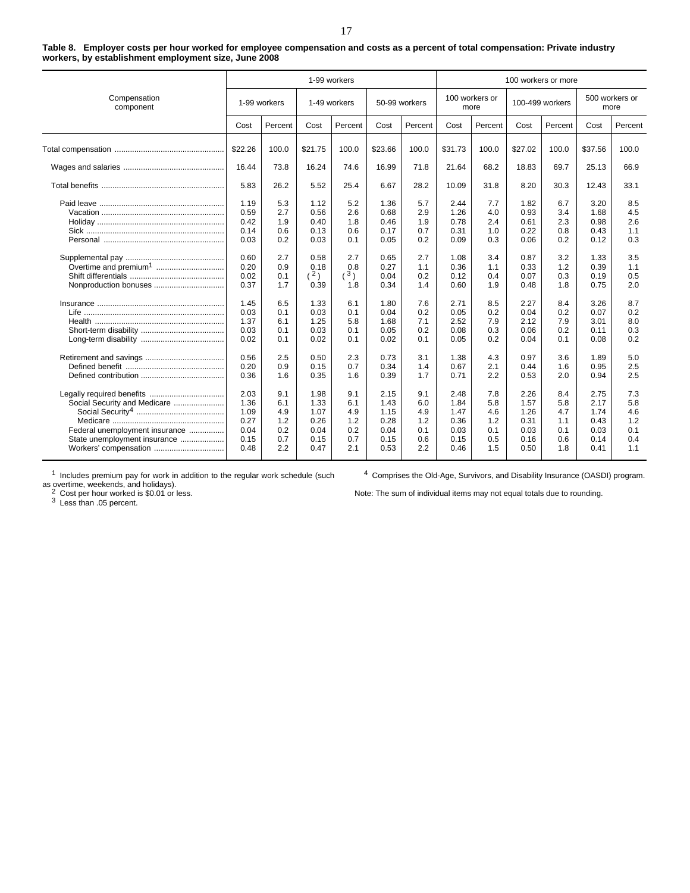**Table 8. Employer costs per hour worked for employee compensation and costs as a percent of total compensation: Private industry workers, by establishment employment size, June 2008**

| Compensation component | 1-99 workers | | | | | | 100 workers or more | | | | | |
|---|---|---|---|---|---|---|---|---|---|---|---|---|
| | 1-99 workers | | 1-49 workers | | 50-99 workers | | 100 workers or more | | 100-499 workers | | 500 workers or more | |
| | Cost | Percent | Cost | Percent | Cost | Percent | Cost | Percent | Cost | Percent | Cost | Percent |
| Total compensation | $22.26 | 100.0 | $21.75 | 100.0 | $23.66 | 100.0 | $31.73 | 100.0 | $27.02 | 100.0 | $37.56 | 100.0 |
| Wages and salaries | 16.44 | 73.8 | 16.24 | 74.6 | 16.99 | 71.8 | 21.64 | 68.2 | 18.83 | 69.7 | 25.13 | 66.9 |
| Total benefits | 5.83 | 26.2 | 5.52 | 25.4 | 6.67 | 28.2 | 10.09 | 31.8 | 8.20 | 30.3 | 12.43 | 33.1 |
| Paid leave | 1.19 | 5.3 | 1.12 | 5.2 | 1.36 | 5.7 | 2.44 | 7.7 | 1.82 | 6.7 | 3.20 | 8.5 |
| Vacation | 0.59 | 2.7 | 0.56 | 2.6 | 0.68 | 2.9 | 1.26 | 4.0 | 0.93 | 3.4 | 1.68 | 4.5 |
| Holiday | 0.42 | 1.9 | 0.40 | 1.8 | 0.46 | 1.9 | 0.78 | 2.4 | 0.61 | 2.3 | 0.98 | 2.6 |
| Sick | 0.14 | 0.6 | 0.13 | 0.6 | 0.17 | 0.7 | 0.31 | 1.0 | 0.22 | 0.8 | 0.43 | 1.1 |
| Personal | 0.03 | 0.2 | 0.03 | 0.1 | 0.05 | 0.2 | 0.09 | 0.3 | 0.06 | 0.2 | 0.12 | 0.3 |
| Supplemental pay | 0.60 | 2.7 | 0.58 | 2.7 | 0.65 | 2.7 | 1.08 | 3.4 | 0.87 | 3.2 | 1.33 | 3.5 |
| Overtime and premium[1] | 0.20 | 0.9 | 0.18 | 0.8 | 0.27 | 1.1 | 0.36 | 1.1 | 0.33 | 1.2 | 0.39 | 1.1 |
| Shift differentials | 0.02 | 0.1 | ([2]) | ([3]) | 0.04 | 0.2 | 0.12 | 0.4 | 0.07 | 0.3 | 0.19 | 0.5 |
| Nonproduction bonuses | 0.37 | 1.7 | 0.39 | 1.8 | 0.34 | 1.4 | 0.60 | 1.9 | 0.48 | 1.8 | 0.75 | 2.0 |
| Insurance | 1.45 | 6.5 | 1.33 | 6.1 | 1.80 | 7.6 | 2.71 | 8.5 | 2.27 | 8.4 | 3.26 | 8.7 |
| Life | 0.03 | 0.1 | 0.03 | 0.1 | 0.04 | 0.2 | 0.05 | 0.2 | 0.04 | 0.2 | 0.07 | 0.2 |
| Health | 1.37 | 6.1 | 1.25 | 5.8 | 1.68 | 7.1 | 2.52 | 7.9 | 2.12 | 7.9 | 3.01 | 8.0 |
| Short-term disability | 0.03 | 0.1 | 0.03 | 0.1 | 0.05 | 0.2 | 0.08 | 0.3 | 0.06 | 0.2 | 0.11 | 0.3 |
| Long-term disability | 0.02 | 0.1 | 0.02 | 0.1 | 0.02 | 0.1 | 0.05 | 0.2 | 0.04 | 0.1 | 0.08 | 0.2 |
| Retirement and savings | 0.56 | 2.5 | 0.50 | 2.3 | 0.73 | 3.1 | 1.38 | 4.3 | 0.97 | 3.6 | 1.89 | 5.0 |
| Defined benefit | 0.20 | 0.9 | 0.15 | 0.7 | 0.34 | 1.4 | 0.67 | 2.1 | 0.44 | 1.6 | 0.95 | 2.5 |
| Defined contribution | 0.36 | 1.6 | 0.35 | 1.6 | 0.39 | 1.7 | 0.71 | 2.2 | 0.53 | 2.0 | 0.94 | 2.5 |
| Legally required benefits | 2.03 | 9.1 | 1.98 | 9.1 | 2.15 | 9.1 | 2.48 | 7.8 | 2.26 | 8.4 | 2.75 | 7.3 |
| Social Security and Medicare | 1.36 | 6.1 | 1.33 | 6.1 | 1.43 | 6.0 | 1.84 | 5.8 | 1.57 | 5.8 | 2.17 | 5.8 |
| Social Security[4] | 1.09 | 4.9 | 1.07 | 4.9 | 1.15 | 4.9 | 1.47 | 4.6 | 1.26 | 4.7 | 1.74 | 4.6 |
| Medicare | 0.27 | 1.2 | 0.26 | 1.2 | 0.28 | 1.2 | 0.36 | 1.2 | 0.31 | 1.1 | 0.43 | 1.2 |
| Federal unemployment insurance | 0.04 | 0.2 | 0.04 | 0.2 | 0.04 | 0.1 | 0.03 | 0.1 | 0.03 | 0.1 | 0.03 | 0.1 |
| State unemployment insurance | 0.15 | 0.7 | 0.15 | 0.7 | 0.15 | 0.6 | 0.15 | 0.5 | 0.16 | 0.6 | 0.14 | 0.4 |
| Workers' compensation | 0.48 | 2.2 | 0.47 | 2.1 | 0.53 | 2.2 | 0.46 | 1.5 | 0.50 | 1.8 | 0.41 | 1.1 |

[1] Includes premium pay for work in addition to the regular work schedule (such as overtime, weekends, and holidays).
[2] Cost per hour worked is $0.01 or less.
[3] Less than .05 percent.
[4] Comprises the Old-Age, Survivors, and Disability Insurance (OASDI) program.

Note: The sum of individual items may not equal totals due to rounding.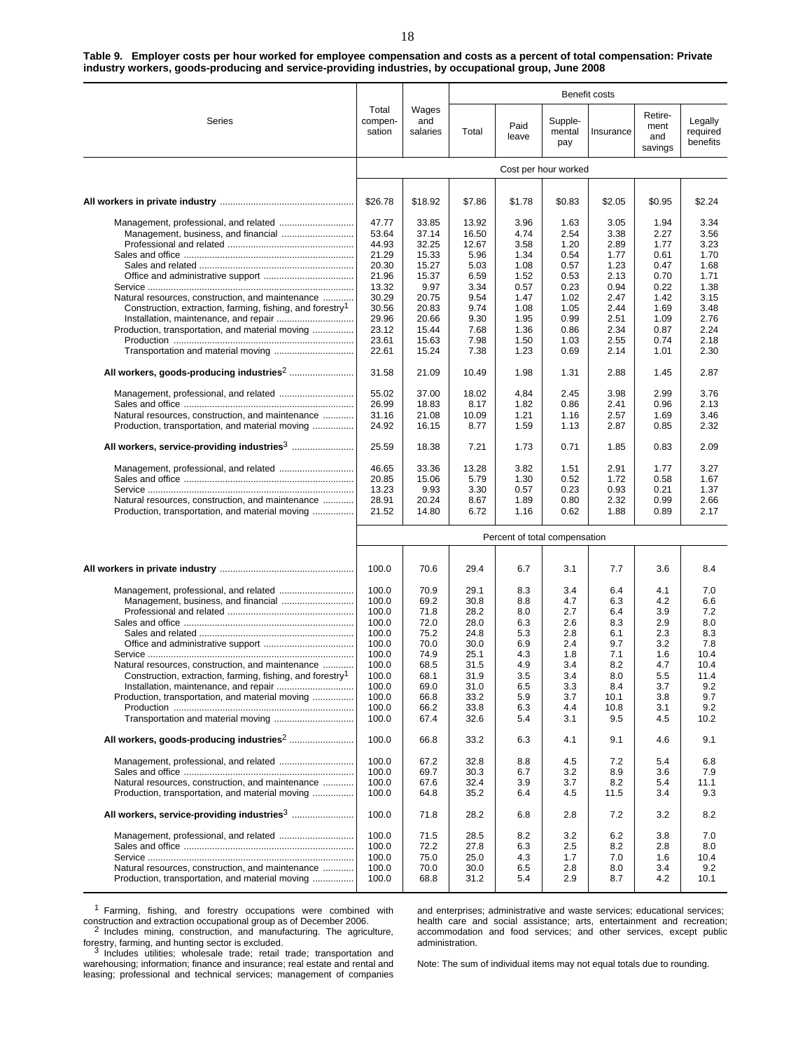**Table 9. Employer costs per hour worked for employee compensation and costs as a percent of total compensation: Private industry workers, goods-producing and service-providing industries, by occupational group, June 2008**

| Series | Total compensation | Wages and salaries | Benefit costs: Total | Paid leave | Supplemental pay | Insurance | Retirement and savings | Legally required benefits |
|---|---|---|---|---|---|---|---|---|
| | Cost per hour worked | | | | | | | |
| **All workers in private industry** | $26.78 | $18.92 | $7.86 | $1.78 | $0.83 | $2.05 | $0.95 | $2.24 |
| Management, professional, and related | 47.77 | 33.85 | 13.92 | 3.96 | 1.63 | 3.05 | 1.94 | 3.34 |
| Management, business, and financial | 53.64 | 37.14 | 16.50 | 4.74 | 2.54 | 3.38 | 2.27 | 3.56 |
| Professional and related | 44.93 | 32.25 | 12.67 | 3.58 | 1.20 | 2.89 | 1.77 | 3.23 |
| Sales and office | 21.29 | 15.33 | 5.96 | 1.34 | 0.54 | 1.77 | 0.61 | 1.70 |
| Sales and related | 20.30 | 15.27 | 5.03 | 1.08 | 0.57 | 1.23 | 0.47 | 1.68 |
| Office and administrative support | 21.96 | 15.37 | 6.59 | 1.52 | 0.53 | 2.13 | 0.70 | 1.71 |
| Service | 13.32 | 9.97 | 3.34 | 0.57 | 0.23 | 0.94 | 0.22 | 1.38 |
| Natural resources, construction, and maintenance | 30.29 | 20.75 | 9.54 | 1.47 | 1.02 | 2.47 | 1.42 | 3.15 |
| Construction, extraction, farming, fishing, and forestry[1] | 30.56 | 20.83 | 9.74 | 1.08 | 1.05 | 2.44 | 1.69 | 3.48 |
| Installation, maintenance, and repair | 29.96 | 20.66 | 9.30 | 1.95 | 0.99 | 2.51 | 1.09 | 2.76 |
| Production, transportation, and material moving | 23.12 | 15.44 | 7.68 | 1.36 | 0.86 | 2.34 | 0.87 | 2.24 |
| Production | 23.61 | 15.63 | 7.98 | 1.50 | 1.03 | 2.55 | 0.74 | 2.18 |
| Transportation and material moving | 22.61 | 15.24 | 7.38 | 1.23 | 0.69 | 2.14 | 1.01 | 2.30 |
| **All workers, goods-producing industries[2]** | 31.58 | 21.09 | 10.49 | 1.98 | 1.31 | 2.88 | 1.45 | 2.87 |
| Management, professional, and related | 55.02 | 37.00 | 18.02 | 4.84 | 2.45 | 3.98 | 2.99 | 3.76 |
| Sales and office | 26.99 | 18.83 | 8.17 | 1.82 | 0.86 | 2.41 | 0.96 | 2.13 |
| Natural resources, construction, and maintenance | 31.16 | 21.08 | 10.09 | 1.21 | 1.16 | 2.57 | 1.69 | 3.46 |
| Production, transportation, and material moving | 24.92 | 16.15 | 8.77 | 1.59 | 1.13 | 2.87 | 0.85 | 2.32 |
| **All workers, service-providing industries[3]** | 25.59 | 18.38 | 7.21 | 1.73 | 0.71 | 1.85 | 0.83 | 2.09 |
| Management, professional, and related | 46.65 | 33.36 | 13.28 | 3.82 | 1.51 | 2.91 | 1.77 | 3.27 |
| Sales and office | 20.85 | 15.06 | 5.79 | 1.30 | 0.52 | 1.72 | 0.58 | 1.67 |
| Service | 13.23 | 9.93 | 3.30 | 0.57 | 0.23 | 0.93 | 0.21 | 1.37 |
| Natural resources, construction, and maintenance | 28.91 | 20.24 | 8.67 | 1.89 | 0.80 | 2.32 | 0.99 | 2.66 |
| Production, transportation, and material moving | 21.52 | 14.80 | 6.72 | 1.16 | 0.62 | 1.88 | 0.89 | 2.17 |
| | Percent of total compensation | | | | | | | |
| **All workers in private industry** | 100.0 | 70.6 | 29.4 | 6.7 | 3.1 | 7.7 | 3.6 | 8.4 |
| Management, professional, and related | 100.0 | 70.9 | 29.1 | 8.3 | 3.4 | 6.4 | 4.1 | 7.0 |
| Management, business, and financial | 100.0 | 69.2 | 30.8 | 8.8 | 4.7 | 6.3 | 4.2 | 6.6 |
| Professional and related | 100.0 | 71.8 | 28.2 | 8.0 | 2.7 | 6.4 | 3.9 | 7.2 |
| Sales and office | 100.0 | 72.0 | 28.0 | 6.3 | 2.6 | 8.3 | 2.9 | 8.0 |
| Sales and related | 100.0 | 75.2 | 24.8 | 5.3 | 2.8 | 6.1 | 2.3 | 8.3 |
| Office and administrative support | 100.0 | 70.0 | 30.0 | 6.9 | 2.4 | 9.7 | 3.2 | 7.8 |
| Service | 100.0 | 74.9 | 25.1 | 4.3 | 1.8 | 7.1 | 1.6 | 10.4 |
| Natural resources, construction, and maintenance | 100.0 | 68.5 | 31.5 | 4.9 | 3.4 | 8.2 | 4.7 | 10.4 |
| Construction, extraction, farming, fishing, and forestry[1] | 100.0 | 68.1 | 31.9 | 3.5 | 3.4 | 8.0 | 5.5 | 11.4 |
| Installation, maintenance, and repair | 100.0 | 69.0 | 31.0 | 6.5 | 3.3 | 8.4 | 3.7 | 9.2 |
| Production, transportation, and material moving | 100.0 | 66.8 | 33.2 | 5.9 | 3.7 | 10.1 | 3.8 | 9.7 |
| Production | 100.0 | 66.2 | 33.8 | 6.3 | 4.4 | 10.8 | 3.1 | 9.2 |
| Transportation and material moving | 100.0 | 67.4 | 32.6 | 5.4 | 3.1 | 9.5 | 4.5 | 10.2 |
| **All workers, goods-producing industries[2]** | 100.0 | 66.8 | 33.2 | 6.3 | 4.1 | 9.1 | 4.6 | 9.1 |
| Management, professional, and related | 100.0 | 67.2 | 32.8 | 8.8 | 4.5 | 7.2 | 5.4 | 6.8 |
| Sales and office | 100.0 | 69.7 | 30.3 | 6.7 | 3.2 | 8.9 | 3.6 | 7.9 |
| Natural resources, construction, and maintenance | 100.0 | 67.6 | 32.4 | 3.9 | 3.7 | 8.2 | 5.4 | 11.1 |
| Production, transportation, and material moving | 100.0 | 64.8 | 35.2 | 6.4 | 4.5 | 11.5 | 3.4 | 9.3 |
| **All workers, service-providing industries[3]** | 100.0 | 71.8 | 28.2 | 6.8 | 2.8 | 7.2 | 3.2 | 8.2 |
| Management, professional, and related | 100.0 | 71.5 | 28.5 | 8.2 | 3.2 | 6.2 | 3.8 | 7.0 |
| Sales and office | 100.0 | 72.2 | 27.8 | 6.3 | 2.5 | 8.2 | 2.8 | 8.0 |
| Service | 100.0 | 75.0 | 25.0 | 4.3 | 1.7 | 7.0 | 1.6 | 10.4 |
| Natural resources, construction, and maintenance | 100.0 | 70.0 | 30.0 | 6.5 | 2.8 | 8.0 | 3.4 | 9.2 |
| Production, transportation, and material moving | 100.0 | 68.8 | 31.2 | 5.4 | 2.9 | 8.7 | 4.2 | 10.1 |

[1] Farming, fishing, and forestry occupations were combined with construction and extraction occupational group as of December 2006.

[2] Includes mining, construction, and manufacturing. The agriculture, forestry, farming, and hunting sector is excluded.

[3] Includes utilities; wholesale trade; retail trade; transportation and warehousing; information; finance and insurance; real estate and rental and leasing; professional and technical services; management of companies and enterprises; administrative and waste services; educational services; health care and social assistance; arts, entertainment and recreation; accommodation and food services; and other services, except public administration.

Note: The sum of individual items may not equal totals due to rounding.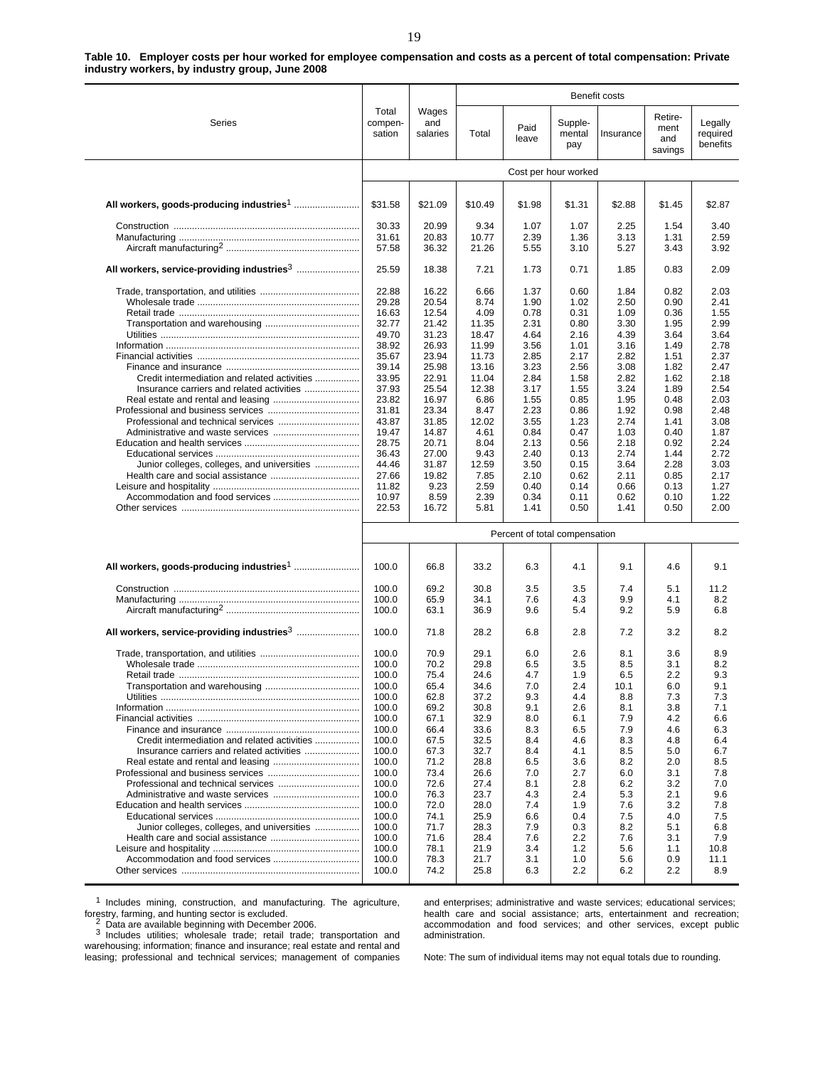**Table 10. Employer costs per hour worked for employee compensation and costs as a percent of total compensation: Private industry workers, by industry group, June 2008**

| Series | Total compensation | Wages and salaries | Benefit costs: Total | Paid leave | Supplemental pay | Insurance | Retirement and savings | Legally required benefits |
|---|---|---|---|---|---|---|---|---|
| | Cost per hour worked | | | | | | | |
| **All workers, goods-producing industries**[1] | $31.58 | $21.09 | $10.49 | $1.98 | $1.31 | $2.88 | $1.45 | $2.87 |
| Construction | 30.33 | 20.99 | 9.34 | 1.07 | 1.07 | 2.25 | 1.54 | 3.40 |
| Manufacturing | 31.61 | 20.83 | 10.77 | 2.39 | 1.36 | 3.13 | 1.31 | 2.59 |
| Aircraft manufacturing[2] | 57.58 | 36.32 | 21.26 | 5.55 | 3.10 | 5.27 | 3.43 | 3.92 |
| **All workers, service-providing industries**[3] | 25.59 | 18.38 | 7.21 | 1.73 | 0.71 | 1.85 | 0.83 | 2.09 |
| Trade, transportation, and utilities | 22.88 | 16.22 | 6.66 | 1.37 | 0.60 | 1.84 | 0.82 | 2.03 |
| Wholesale trade | 29.28 | 20.54 | 8.74 | 1.90 | 1.02 | 2.50 | 0.90 | 2.41 |
| Retail trade | 16.63 | 12.54 | 4.09 | 0.78 | 0.31 | 1.09 | 0.36 | 1.55 |
| Transportation and warehousing | 32.77 | 21.42 | 11.35 | 2.31 | 0.80 | 3.30 | 1.95 | 2.99 |
| Utilities | 49.70 | 31.23 | 18.47 | 4.64 | 2.16 | 4.39 | 3.64 | 3.64 |
| Information | 38.92 | 26.93 | 11.99 | 3.56 | 1.01 | 3.16 | 1.49 | 2.78 |
| Financial activities | 35.67 | 23.94 | 11.73 | 2.85 | 2.17 | 2.82 | 1.51 | 2.37 |
| Finance and insurance | 39.14 | 25.98 | 13.16 | 3.23 | 2.56 | 3.08 | 1.82 | 2.47 |
| Credit intermediation and related activities | 33.95 | 22.91 | 11.04 | 2.84 | 1.58 | 2.82 | 1.62 | 2.18 |
| Insurance carriers and related activities | 37.93 | 25.54 | 12.38 | 3.17 | 1.55 | 3.24 | 1.89 | 2.54 |
| Real estate and rental and leasing | 23.82 | 16.97 | 6.86 | 1.55 | 0.85 | 1.95 | 0.48 | 2.03 |
| Professional and business services | 31.81 | 23.34 | 8.47 | 2.23 | 0.86 | 1.92 | 0.98 | 2.48 |
| Professional and technical services | 43.87 | 31.85 | 12.02 | 3.55 | 1.23 | 2.74 | 1.41 | 3.08 |
| Administrative and waste services | 19.47 | 14.87 | 4.61 | 0.84 | 0.47 | 1.03 | 0.40 | 1.87 |
| Education and health services | 28.75 | 20.71 | 8.04 | 2.13 | 0.56 | 2.18 | 0.92 | 2.24 |
| Educational services | 36.43 | 27.00 | 9.43 | 2.40 | 0.13 | 2.74 | 1.44 | 2.72 |
| Junior colleges, colleges, and universities | 44.46 | 31.87 | 12.59 | 3.50 | 0.15 | 3.64 | 2.28 | 3.03 |
| Health care and social assistance | 27.66 | 19.82 | 7.85 | 2.10 | 0.62 | 2.11 | 0.85 | 2.17 |
| Leisure and hospitality | 11.82 | 9.23 | 2.59 | 0.40 | 0.14 | 0.66 | 0.13 | 1.27 |
| Accommodation and food services | 10.97 | 8.59 | 2.39 | 0.34 | 0.11 | 0.62 | 0.10 | 1.22 |
| Other services | 22.53 | 16.72 | 5.81 | 1.41 | 0.50 | 1.41 | 0.50 | 2.00 |
| | Percent of total compensation | | | | | | | |
| **All workers, goods-producing industries**[1] | 100.0 | 66.8 | 33.2 | 6.3 | 4.1 | 9.1 | 4.6 | 9.1 |
| Construction | 100.0 | 69.2 | 30.8 | 3.5 | 3.5 | 7.4 | 5.1 | 11.2 |
| Manufacturing | 100.0 | 65.9 | 34.1 | 7.6 | 4.3 | 9.9 | 4.1 | 8.2 |
| Aircraft manufacturing[2] | 100.0 | 63.1 | 36.9 | 9.6 | 5.4 | 9.2 | 5.9 | 6.8 |
| **All workers, service-providing industries**[3] | 100.0 | 71.8 | 28.2 | 6.8 | 2.8 | 7.2 | 3.2 | 8.2 |
| Trade, transportation, and utilities | 100.0 | 70.9 | 29.1 | 6.0 | 2.6 | 8.1 | 3.6 | 8.9 |
| Wholesale trade | 100.0 | 70.2 | 29.8 | 6.5 | 3.5 | 8.5 | 3.1 | 8.2 |
| Retail trade | 100.0 | 75.4 | 24.6 | 4.7 | 1.9 | 6.5 | 2.2 | 9.3 |
| Transportation and warehousing | 100.0 | 65.4 | 34.6 | 7.0 | 2.4 | 10.1 | 6.0 | 9.1 |
| Utilities | 100.0 | 62.8 | 37.2 | 9.3 | 4.4 | 8.8 | 7.3 | 7.3 |
| Information | 100.0 | 69.2 | 30.8 | 9.1 | 2.6 | 8.1 | 3.8 | 7.1 |
| Financial activities | 100.0 | 67.1 | 32.9 | 8.0 | 6.1 | 7.9 | 4.2 | 6.6 |
| Finance and insurance | 100.0 | 66.4 | 33.6 | 8.3 | 6.5 | 7.9 | 4.6 | 6.3 |
| Credit intermediation and related activities | 100.0 | 67.5 | 32.5 | 8.4 | 4.6 | 8.3 | 4.8 | 6.4 |
| Insurance carriers and related activities | 100.0 | 67.3 | 32.7 | 8.4 | 4.1 | 8.5 | 5.0 | 6.7 |
| Real estate and rental and leasing | 100.0 | 71.2 | 28.8 | 6.5 | 3.6 | 8.2 | 2.0 | 8.5 |
| Professional and business services | 100.0 | 73.4 | 26.6 | 7.0 | 2.7 | 6.0 | 3.1 | 7.8 |
| Professional and technical services | 100.0 | 72.6 | 27.4 | 8.1 | 2.8 | 6.2 | 3.2 | 7.0 |
| Administrative and waste services | 100.0 | 76.3 | 23.7 | 4.3 | 2.4 | 5.3 | 2.1 | 9.6 |
| Education and health services | 100.0 | 72.0 | 28.0 | 7.4 | 1.9 | 7.6 | 3.2 | 7.8 |
| Educational services | 100.0 | 74.1 | 25.9 | 6.6 | 0.4 | 7.5 | 4.0 | 7.5 |
| Junior colleges, colleges, and universities | 100.0 | 71.7 | 28.3 | 7.9 | 0.3 | 8.2 | 5.1 | 6.8 |
| Health care and social assistance | 100.0 | 71.6 | 28.4 | 7.6 | 2.2 | 7.6 | 3.1 | 7.9 |
| Leisure and hospitality | 100.0 | 78.1 | 21.9 | 3.4 | 1.2 | 5.6 | 1.1 | 10.8 |
| Accommodation and food services | 100.0 | 78.3 | 21.7 | 3.1 | 1.0 | 5.6 | 0.9 | 11.1 |
| Other services | 100.0 | 74.2 | 25.8 | 6.3 | 2.2 | 6.2 | 2.2 | 8.9 |

[1] Includes mining, construction, and manufacturing. The agriculture, forestry, farming, and hunting sector is excluded.

[2] Data are available beginning with December 2006.

[3] Includes utilities; wholesale trade; retail trade; transportation and warehousing; information; finance and insurance; real estate and rental and leasing; professional and technical services; management of companies and enterprises; administrative and waste services; educational services; health care and social assistance; arts, entertainment and recreation; accommodation and food services; and other services, except public administration.

Note: The sum of individual items may not equal totals due to rounding.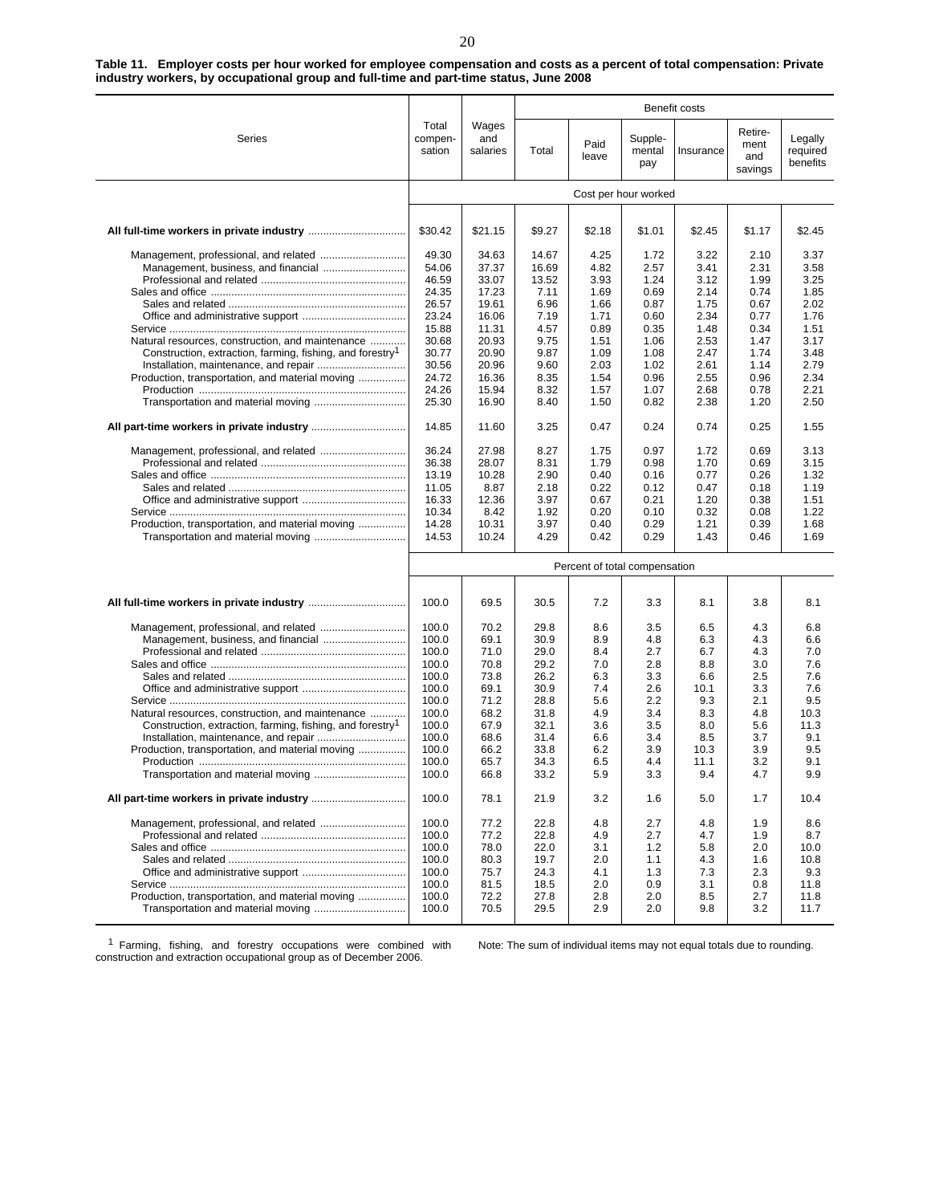**Table 11. Employer costs per hour worked for employee compensation and costs as a percent of total compensation: Private industry workers, by occupational group and full-time and part-time status, June 2008**

| Series | Total compensation | Wages and salaries | Benefit costs | | | | | |
|---|---|---|---|---|---|---|---|---|
| | | | Total | Paid leave | Supplemental pay | Insurance | Retirement and savings | Legally required benefits |
| | Cost per hour worked | | | | | | | |
| **All full-time workers in private industry** | $30.42 | $21.15 | $9.27 | $2.18 | $1.01 | $2.45 | $1.17 | $2.45 |
| Management, professional, and related | 49.30 | 34.63 | 14.67 | 4.25 | 1.72 | 3.22 | 2.10 | 3.37 |
| Management, business, and financial | 54.06 | 37.37 | 16.69 | 4.82 | 2.57 | 3.41 | 2.31 | 3.58 |
| Professional and related | 46.59 | 33.07 | 13.52 | 3.93 | 1.24 | 3.12 | 1.99 | 3.25 |
| Sales and office | 24.35 | 17.23 | 7.11 | 1.69 | 0.69 | 2.14 | 0.74 | 1.85 |
| Sales and related | 26.57 | 19.61 | 6.96 | 1.66 | 0.87 | 1.75 | 0.67 | 2.02 |
| Office and administrative support | 23.24 | 16.06 | 7.19 | 1.71 | 0.60 | 2.34 | 0.77 | 1.76 |
| Service | 15.88 | 11.31 | 4.57 | 0.89 | 0.35 | 1.48 | 0.34 | 1.51 |
| Natural resources, construction, and maintenance | 30.68 | 20.93 | 9.75 | 1.51 | 1.06 | 2.53 | 1.47 | 3.17 |
| Construction, extraction, farming, fishing, and forestry[1] | 30.77 | 20.90 | 9.87 | 1.09 | 1.08 | 2.47 | 1.74 | 3.48 |
| Installation, maintenance, and repair | 30.56 | 20.96 | 9.60 | 2.03 | 1.02 | 2.61 | 1.14 | 2.79 |
| Production, transportation, and material moving | 24.72 | 16.36 | 8.35 | 1.54 | 0.96 | 2.55 | 0.96 | 2.34 |
| Production | 24.26 | 15.94 | 8.32 | 1.57 | 1.07 | 2.68 | 0.78 | 2.21 |
| Transportation and material moving | 25.30 | 16.90 | 8.40 | 1.50 | 0.82 | 2.38 | 1.20 | 2.50 |
| **All part-time workers in private industry** | 14.85 | 11.60 | 3.25 | 0.47 | 0.24 | 0.74 | 0.25 | 1.55 |
| Management, professional, and related | 36.24 | 27.98 | 8.27 | 1.75 | 0.97 | 1.72 | 0.69 | 3.13 |
| Professional and related | 36.38 | 28.07 | 8.31 | 1.79 | 0.98 | 1.70 | 0.69 | 3.15 |
| Sales and office | 13.19 | 10.28 | 2.90 | 0.40 | 0.16 | 0.77 | 0.26 | 1.32 |
| Sales and related | 11.05 | 8.87 | 2.18 | 0.22 | 0.12 | 0.47 | 0.18 | 1.19 |
| Office and administrative support | 16.33 | 12.36 | 3.97 | 0.67 | 0.21 | 1.20 | 0.38 | 1.51 |
| Service | 10.34 | 8.42 | 1.92 | 0.20 | 0.10 | 0.32 | 0.08 | 1.22 |
| Production, transportation, and material moving | 14.28 | 10.31 | 3.97 | 0.40 | 0.29 | 1.21 | 0.39 | 1.68 |
| Transportation and material moving | 14.53 | 10.24 | 4.29 | 0.42 | 0.29 | 1.43 | 0.46 | 1.69 |
| | Percent of total compensation | | | | | | | |
| **All full-time workers in private industry** | 100.0 | 69.5 | 30.5 | 7.2 | 3.3 | 8.1 | 3.8 | 8.1 |
| Management, professional, and related | 100.0 | 70.2 | 29.8 | 8.6 | 3.5 | 6.5 | 4.3 | 6.8 |
| Management, business, and financial | 100.0 | 69.1 | 30.9 | 8.9 | 4.8 | 6.3 | 4.3 | 6.6 |
| Professional and related | 100.0 | 71.0 | 29.0 | 8.4 | 2.7 | 6.7 | 4.3 | 7.0 |
| Sales and office | 100.0 | 70.8 | 29.2 | 7.0 | 2.8 | 8.8 | 3.0 | 7.6 |
| Sales and related | 100.0 | 73.8 | 26.2 | 6.3 | 3.3 | 6.6 | 2.5 | 7.6 |
| Office and administrative support | 100.0 | 69.1 | 30.9 | 7.4 | 2.6 | 10.1 | 3.3 | 7.6 |
| Service | 100.0 | 71.2 | 28.8 | 5.6 | 2.2 | 9.3 | 2.1 | 9.5 |
| Natural resources, construction, and maintenance | 100.0 | 68.2 | 31.8 | 4.9 | 3.4 | 8.3 | 4.8 | 10.3 |
| Construction, extraction, farming, fishing, and forestry[1] | 100.0 | 67.9 | 32.1 | 3.6 | 3.5 | 8.0 | 5.6 | 11.3 |
| Installation, maintenance, and repair | 100.0 | 68.6 | 31.4 | 6.6 | 3.4 | 8.5 | 3.7 | 9.1 |
| Production, transportation, and material moving | 100.0 | 66.2 | 33.8 | 6.2 | 3.9 | 10.3 | 3.9 | 9.5 |
| Production | 100.0 | 65.7 | 34.3 | 6.5 | 4.4 | 11.1 | 3.2 | 9.1 |
| Transportation and material moving | 100.0 | 66.8 | 33.2 | 5.9 | 3.3 | 9.4 | 4.7 | 9.9 |
| **All part-time workers in private industry** | 100.0 | 78.1 | 21.9 | 3.2 | 1.6 | 5.0 | 1.7 | 10.4 |
| Management, professional, and related | 100.0 | 77.2 | 22.8 | 4.8 | 2.7 | 4.8 | 1.9 | 8.6 |
| Professional and related | 100.0 | 77.2 | 22.8 | 4.9 | 2.7 | 4.7 | 1.9 | 8.7 |
| Sales and office | 100.0 | 78.0 | 22.0 | 3.1 | 1.2 | 5.8 | 2.0 | 10.0 |
| Sales and related | 100.0 | 80.3 | 19.7 | 2.0 | 1.1 | 4.3 | 1.6 | 10.8 |
| Office and administrative support | 100.0 | 75.7 | 24.3 | 4.1 | 1.3 | 7.3 | 2.3 | 9.3 |
| Service | 100.0 | 81.5 | 18.5 | 2.0 | 0.9 | 3.1 | 0.8 | 11.8 |
| Production, transportation, and material moving | 100.0 | 72.2 | 27.8 | 2.8 | 2.0 | 8.5 | 2.7 | 11.8 |
| Transportation and material moving | 100.0 | 70.5 | 29.5 | 2.9 | 2.0 | 9.8 | 3.2 | 11.7 |

[1] Farming, fishing, and forestry occupations were combined with construction and extraction occupational group as of December 2006.

Note: The sum of individual items may not equal totals due to rounding.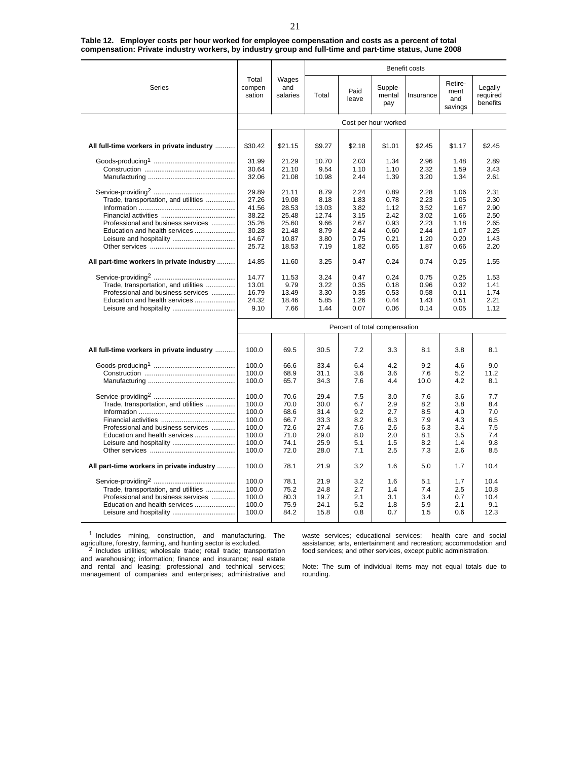**Table 12. Employer costs per hour worked for employee compensation and costs as a percent of total compensation: Private industry workers, by industry group and full-time and part-time status, June 2008**

| Series | Total compensation | Wages and salaries | Benefit costs | | | | | |
|---|---|---|---|---|---|---|---|---|
| | | | Total | Paid leave | Supplemental pay | Insurance | Retirement and savings | Legally required benefits |
| | Cost per hour worked | | | | | | | |
| **All full-time workers in private industry** | $30.42 | $21.15 | $9.27 | $2.18 | $1.01 | $2.45 | $1.17 | $2.45 |
| Goods-producing[1] | 31.99 | 21.29 | 10.70 | 2.03 | 1.34 | 2.96 | 1.48 | 2.89 |
| Construction | 30.64 | 21.10 | 9.54 | 1.10 | 1.10 | 2.32 | 1.59 | 3.43 |
| Manufacturing | 32.06 | 21.08 | 10.98 | 2.44 | 1.39 | 3.20 | 1.34 | 2.61 |
| Service-providing[2] | 29.89 | 21.11 | 8.79 | 2.24 | 0.89 | 2.28 | 1.06 | 2.31 |
| Trade, transportation, and utilities | 27.26 | 19.08 | 8.18 | 1.83 | 0.78 | 2.23 | 1.05 | 2.30 |
| Information | 41.56 | 28.53 | 13.03 | 3.82 | 1.12 | 3.52 | 1.67 | 2.90 |
| Financial activities | 38.22 | 25.48 | 12.74 | 3.15 | 2.42 | 3.02 | 1.66 | 2.50 |
| Professional and business services | 35.26 | 25.60 | 9.66 | 2.67 | 0.93 | 2.23 | 1.18 | 2.65 |
| Education and health services | 30.28 | 21.48 | 8.79 | 2.44 | 0.60 | 2.44 | 1.07 | 2.25 |
| Leisure and hospitality | 14.67 | 10.87 | 3.80 | 0.75 | 0.21 | 1.20 | 0.20 | 1.43 |
| Other services | 25.72 | 18.53 | 7.19 | 1.82 | 0.65 | 1.87 | 0.66 | 2.20 |
| **All part-time workers in private industry** | 14.85 | 11.60 | 3.25 | 0.47 | 0.24 | 0.74 | 0.25 | 1.55 |
| Service-providing[2] | 14.77 | 11.53 | 3.24 | 0.47 | 0.24 | 0.75 | 0.25 | 1.53 |
| Trade, transportation, and utilities | 13.01 | 9.79 | 3.22 | 0.35 | 0.18 | 0.96 | 0.32 | 1.41 |
| Professional and business services | 16.79 | 13.49 | 3.30 | 0.35 | 0.53 | 0.58 | 0.11 | 1.74 |
| Education and health services | 24.32 | 18.46 | 5.85 | 1.26 | 0.44 | 1.43 | 0.51 | 2.21 |
| Leisure and hospitality | 9.10 | 7.66 | 1.44 | 0.07 | 0.06 | 0.14 | 0.05 | 1.12 |
| | Percent of total compensation | | | | | | | |
| **All full-time workers in private industry** | 100.0 | 69.5 | 30.5 | 7.2 | 3.3 | 8.1 | 3.8 | 8.1 |
| Goods-producing[1] | 100.0 | 66.6 | 33.4 | 6.4 | 4.2 | 9.2 | 4.6 | 9.0 |
| Construction | 100.0 | 68.9 | 31.1 | 3.6 | 3.6 | 7.6 | 5.2 | 11.2 |
| Manufacturing | 100.0 | 65.7 | 34.3 | 7.6 | 4.4 | 10.0 | 4.2 | 8.1 |
| Service-providing[2] | 100.0 | 70.6 | 29.4 | 7.5 | 3.0 | 7.6 | 3.6 | 7.7 |
| Trade, transportation, and utilities | 100.0 | 70.0 | 30.0 | 6.7 | 2.9 | 8.2 | 3.8 | 8.4 |
| Information | 100.0 | 68.6 | 31.4 | 9.2 | 2.7 | 8.5 | 4.0 | 7.0 |
| Financial activities | 100.0 | 66.7 | 33.3 | 8.2 | 6.3 | 7.9 | 4.3 | 6.5 |
| Professional and business services | 100.0 | 72.6 | 27.4 | 7.6 | 2.6 | 6.3 | 3.4 | 7.5 |
| Education and health services | 100.0 | 71.0 | 29.0 | 8.0 | 2.0 | 8.1 | 3.5 | 7.4 |
| Leisure and hospitality | 100.0 | 74.1 | 25.9 | 5.1 | 1.5 | 8.2 | 1.4 | 9.8 |
| Other services | 100.0 | 72.0 | 28.0 | 7.1 | 2.5 | 7.3 | 2.6 | 8.5 |
| **All part-time workers in private industry** | 100.0 | 78.1 | 21.9 | 3.2 | 1.6 | 5.0 | 1.7 | 10.4 |
| Service-providing[2] | 100.0 | 78.1 | 21.9 | 3.2 | 1.6 | 5.1 | 1.7 | 10.4 |
| Trade, transportation, and utilities | 100.0 | 75.2 | 24.8 | 2.7 | 1.4 | 7.4 | 2.5 | 10.8 |
| Professional and business services | 100.0 | 80.3 | 19.7 | 2.1 | 3.1 | 3.4 | 0.7 | 10.4 |
| Education and health services | 100.0 | 75.9 | 24.1 | 5.2 | 1.8 | 5.9 | 2.1 | 9.1 |
| Leisure and hospitality | 100.0 | 84.2 | 15.8 | 0.8 | 0.7 | 1.5 | 0.6 | 12.3 |

[1] Includes mining, construction, and manufacturing. The agriculture, forestry, farming, and hunting sector is excluded.

[2] Includes utilities; wholesale trade; retail trade; transportation and warehousing; information; finance and insurance; real estate and rental and leasing; professional and technical services; management of companies and enterprises; administrative and waste services; educational services; health care and social assistance; arts, entertainment and recreation; accommodation and food services; and other services, except public administration.

Note: The sum of individual items may not equal totals due to rounding.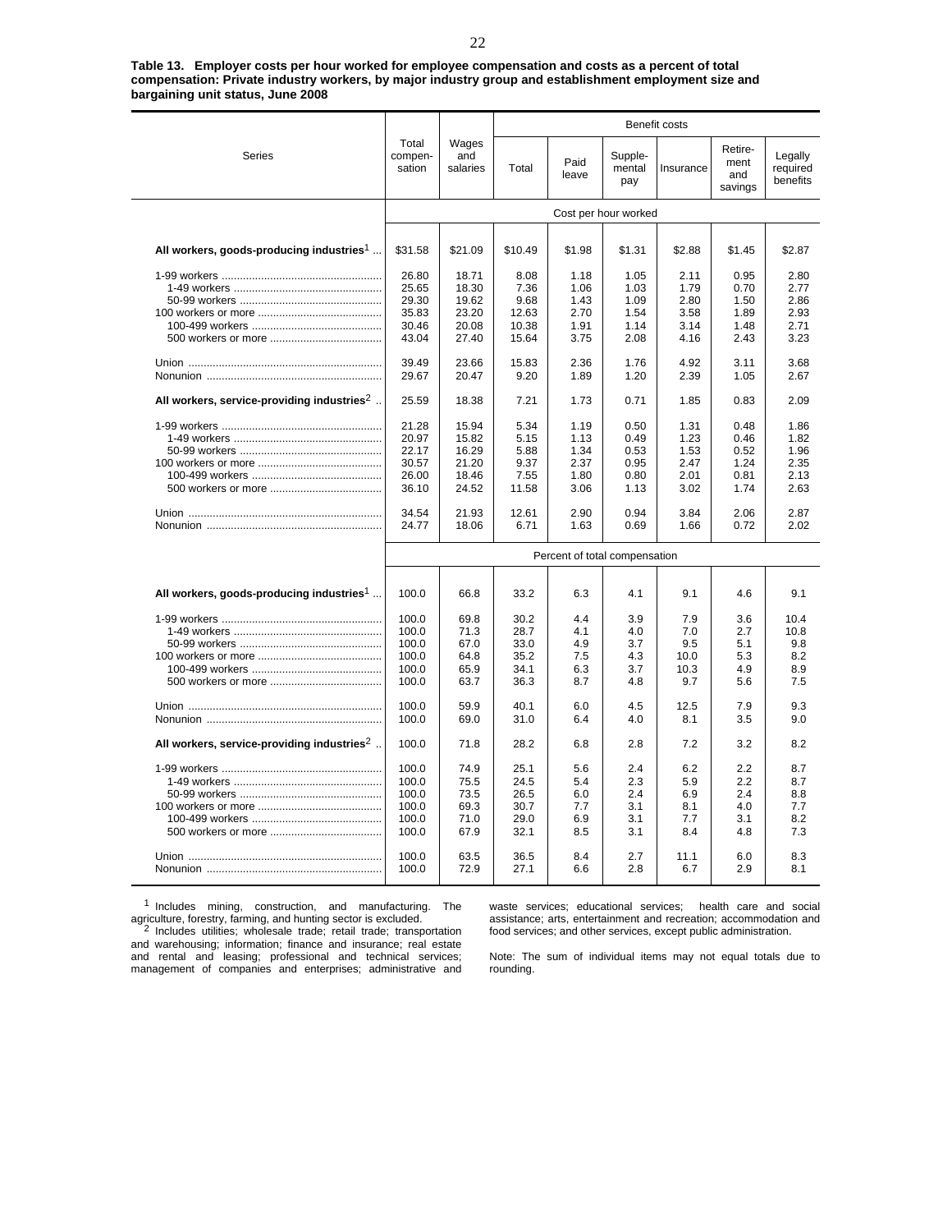**Table 13. Employer costs per hour worked for employee compensation and costs as a percent of total compensation: Private industry workers, by major industry group and establishment employment size and bargaining unit status, June 2008**

| Series | Total compen-sation | Wages and salaries | Benefit costs | | | | | |
|---|---|---|---|---|---|---|---|---|
| | | | Total | Paid leave | Supple-mental pay | Insurance | Retire-ment and savings | Legally required benefits |
| | Cost per hour worked | | | | | | | |
| **All workers, goods-producing industries[1]** | $31.58 | $21.09 | $10.49 | $1.98 | $1.31 | $2.88 | $1.45 | $2.87 |
| 1-99 workers | 26.80 | 18.71 | 8.08 | 1.18 | 1.05 | 2.11 | 0.95 | 2.80 |
| 1-49 workers | 25.65 | 18.30 | 7.36 | 1.06 | 1.03 | 1.79 | 0.70 | 2.77 |
| 50-99 workers | 29.30 | 19.62 | 9.68 | 1.43 | 1.09 | 2.80 | 1.50 | 2.86 |
| 100 workers or more | 35.83 | 23.20 | 12.63 | 2.70 | 1.54 | 3.58 | 1.89 | 2.93 |
| 100-499 workers | 30.46 | 20.08 | 10.38 | 1.91 | 1.14 | 3.14 | 1.48 | 2.71 |
| 500 workers or more | 43.04 | 27.40 | 15.64 | 3.75 | 2.08 | 4.16 | 2.43 | 3.23 |
| Union | 39.49 | 23.66 | 15.83 | 2.36 | 1.76 | 4.92 | 3.11 | 3.68 |
| Nonunion | 29.67 | 20.47 | 9.20 | 1.89 | 1.20 | 2.39 | 1.05 | 2.67 |
| **All workers, service-providing industries[2]** | 25.59 | 18.38 | 7.21 | 1.73 | 0.71 | 1.85 | 0.83 | 2.09 |
| 1-99 workers | 21.28 | 15.94 | 5.34 | 1.19 | 0.50 | 1.31 | 0.48 | 1.86 |
| 1-49 workers | 20.97 | 15.82 | 5.15 | 1.13 | 0.49 | 1.23 | 0.46 | 1.82 |
| 50-99 workers | 22.17 | 16.29 | 5.88 | 1.34 | 0.53 | 1.53 | 0.52 | 1.96 |
| 100 workers or more | 30.57 | 21.20 | 9.37 | 2.37 | 0.95 | 2.47 | 1.24 | 2.35 |
| 100-499 workers | 26.00 | 18.46 | 7.55 | 1.80 | 0.80 | 2.01 | 0.81 | 2.13 |
| 500 workers or more | 36.10 | 24.52 | 11.58 | 3.06 | 1.13 | 3.02 | 1.74 | 2.63 |
| Union | 34.54 | 21.93 | 12.61 | 2.90 | 0.94 | 3.84 | 2.06 | 2.87 |
| Nonunion | 24.77 | 18.06 | 6.71 | 1.63 | 0.69 | 1.66 | 0.72 | 2.02 |
| | Percent of total compensation | | | | | | | |
| **All workers, goods-producing industries[1]** | 100.0 | 66.8 | 33.2 | 6.3 | 4.1 | 9.1 | 4.6 | 9.1 |
| 1-99 workers | 100.0 | 69.8 | 30.2 | 4.4 | 3.9 | 7.9 | 3.6 | 10.4 |
| 1-49 workers | 100.0 | 71.3 | 28.7 | 4.1 | 4.0 | 7.0 | 2.7 | 10.8 |
| 50-99 workers | 100.0 | 67.0 | 33.0 | 4.9 | 3.7 | 9.5 | 5.1 | 9.8 |
| 100 workers or more | 100.0 | 64.8 | 35.2 | 7.5 | 4.3 | 10.0 | 5.3 | 8.2 |
| 100-499 workers | 100.0 | 65.9 | 34.1 | 6.3 | 3.7 | 10.3 | 4.9 | 8.9 |
| 500 workers or more | 100.0 | 63.7 | 36.3 | 8.7 | 4.8 | 9.7 | 5.6 | 7.5 |
| Union | 100.0 | 59.9 | 40.1 | 6.0 | 4.5 | 12.5 | 7.9 | 9.3 |
| Nonunion | 100.0 | 69.0 | 31.0 | 6.4 | 4.0 | 8.1 | 3.5 | 9.0 |
| **All workers, service-providing industries[2]** | 100.0 | 71.8 | 28.2 | 6.8 | 2.8 | 7.2 | 3.2 | 8.2 |
| 1-99 workers | 100.0 | 74.9 | 25.1 | 5.6 | 2.4 | 6.2 | 2.2 | 8.7 |
| 1-49 workers | 100.0 | 75.5 | 24.5 | 5.4 | 2.3 | 5.9 | 2.2 | 8.7 |
| 50-99 workers | 100.0 | 73.5 | 26.5 | 6.0 | 2.4 | 6.9 | 2.4 | 8.8 |
| 100 workers or more | 100.0 | 69.3 | 30.7 | 7.7 | 3.1 | 8.1 | 4.0 | 7.7 |
| 100-499 workers | 100.0 | 71.0 | 29.0 | 6.9 | 3.1 | 7.7 | 3.1 | 8.2 |
| 500 workers or more | 100.0 | 67.9 | 32.1 | 8.5 | 3.1 | 8.4 | 4.8 | 7.3 |
| Union | 100.0 | 63.5 | 36.5 | 8.4 | 2.7 | 11.1 | 6.0 | 8.3 |
| Nonunion | 100.0 | 72.9 | 27.1 | 6.6 | 2.8 | 6.7 | 2.9 | 8.1 |

[1] Includes mining, construction, and manufacturing. The agriculture, forestry, farming, and hunting sector is excluded.

[2] Includes utilities; wholesale trade; retail trade; transportation and warehousing; information; finance and insurance; real estate and rental and leasing; professional and technical services; management of companies and enterprises; administrative and waste services; educational services; health care and social assistance; arts, entertainment and recreation; accommodation and food services; and other services, except public administration.

Note: The sum of individual items may not equal totals due to rounding.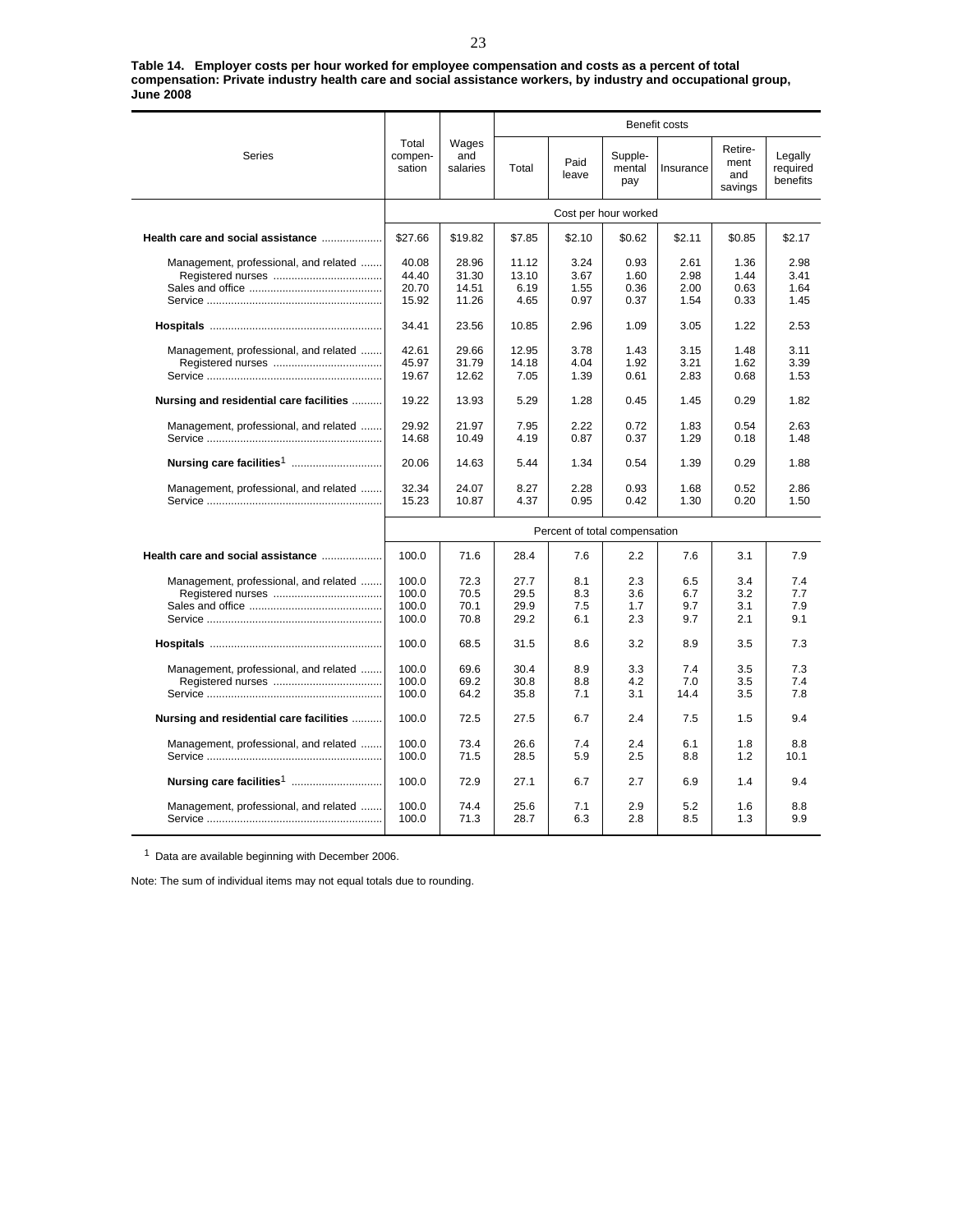**Table 14. Employer costs per hour worked for employee compensation and costs as a percent of total compensation: Private industry health care and social assistance workers, by industry and occupational group, June 2008**

| Series | Total compen-sation | Wages and salaries | Benefit costs | | | | | |
|---|---|---|---|---|---|---|---|---|
| | | | Total | Paid leave | Supple-mental pay | Insurance | Retire-ment and savings | Legally required benefits |
| | Cost per hour worked | | | | | | | |
| **Health care and social assistance** | $27.66 | $19.82 | $7.85 | $2.10 | $0.62 | $2.11 | $0.85 | $2.17 |
| Management, professional, and related | 40.08 | 28.96 | 11.12 | 3.24 | 0.93 | 2.61 | 1.36 | 2.98 |
| Registered nurses | 44.40 | 31.30 | 13.10 | 3.67 | 1.60 | 2.98 | 1.44 | 3.41 |
| Sales and office | 20.70 | 14.51 | 6.19 | 1.55 | 0.36 | 2.00 | 0.63 | 1.64 |
| Service | 15.92 | 11.26 | 4.65 | 0.97 | 0.37 | 1.54 | 0.33 | 1.45 |
| **Hospitals** | 34.41 | 23.56 | 10.85 | 2.96 | 1.09 | 3.05 | 1.22 | 2.53 |
| Management, professional, and related | 42.61 | 29.66 | 12.95 | 3.78 | 1.43 | 3.15 | 1.48 | 3.11 |
| Registered nurses | 45.97 | 31.79 | 14.18 | 4.04 | 1.92 | 3.21 | 1.62 | 3.39 |
| Service | 19.67 | 12.62 | 7.05 | 1.39 | 0.61 | 2.83 | 0.68 | 1.53 |
| **Nursing and residential care facilities** | 19.22 | 13.93 | 5.29 | 1.28 | 0.45 | 1.45 | 0.29 | 1.82 |
| Management, professional, and related | 29.92 | 21.97 | 7.95 | 2.22 | 0.72 | 1.83 | 0.54 | 2.63 |
| Service | 14.68 | 10.49 | 4.19 | 0.87 | 0.37 | 1.29 | 0.18 | 1.48 |
| **Nursing care facilities**[1] | 20.06 | 14.63 | 5.44 | 1.34 | 0.54 | 1.39 | 0.29 | 1.88 |
| Management, professional, and related | 32.34 | 24.07 | 8.27 | 2.28 | 0.93 | 1.68 | 0.52 | 2.86 |
| Service | 15.23 | 10.87 | 4.37 | 0.95 | 0.42 | 1.30 | 0.20 | 1.50 |
| | Percent of total compensation | | | | | | | |
| **Health care and social assistance** | 100.0 | 71.6 | 28.4 | 7.6 | 2.2 | 7.6 | 3.1 | 7.9 |
| Management, professional, and related | 100.0 | 72.3 | 27.7 | 8.1 | 2.3 | 6.5 | 3.4 | 7.4 |
| Registered nurses | 100.0 | 70.5 | 29.5 | 8.3 | 3.6 | 6.7 | 3.2 | 7.7 |
| Sales and office | 100.0 | 70.1 | 29.9 | 7.5 | 1.7 | 9.7 | 3.1 | 7.9 |
| Service | 100.0 | 70.8 | 29.2 | 6.1 | 2.3 | 9.7 | 2.1 | 9.1 |
| **Hospitals** | 100.0 | 68.5 | 31.5 | 8.6 | 3.2 | 8.9 | 3.5 | 7.3 |
| Management, professional, and related | 100.0 | 69.6 | 30.4 | 8.9 | 3.3 | 7.4 | 3.5 | 7.3 |
| Registered nurses | 100.0 | 69.2 | 30.8 | 8.8 | 4.2 | 7.0 | 3.5 | 7.4 |
| Service | 100.0 | 64.2 | 35.8 | 7.1 | 3.1 | 14.4 | 3.5 | 7.8 |
| **Nursing and residential care facilities** | 100.0 | 72.5 | 27.5 | 6.7 | 2.4 | 7.5 | 1.5 | 9.4 |
| Management, professional, and related | 100.0 | 73.4 | 26.6 | 7.4 | 2.4 | 6.1 | 1.8 | 8.8 |
| Service | 100.0 | 71.5 | 28.5 | 5.9 | 2.5 | 8.8 | 1.2 | 10.1 |
| **Nursing care facilities**[1] | 100.0 | 72.9 | 27.1 | 6.7 | 2.7 | 6.9 | 1.4 | 9.4 |
| Management, professional, and related | 100.0 | 74.4 | 25.6 | 7.1 | 2.9 | 5.2 | 1.6 | 8.8 |
| Service | 100.0 | 71.3 | 28.7 | 6.3 | 2.8 | 8.5 | 1.3 | 9.9 |

[1] Data are available beginning with December 2006.

Note: The sum of individual items may not equal totals due to rounding.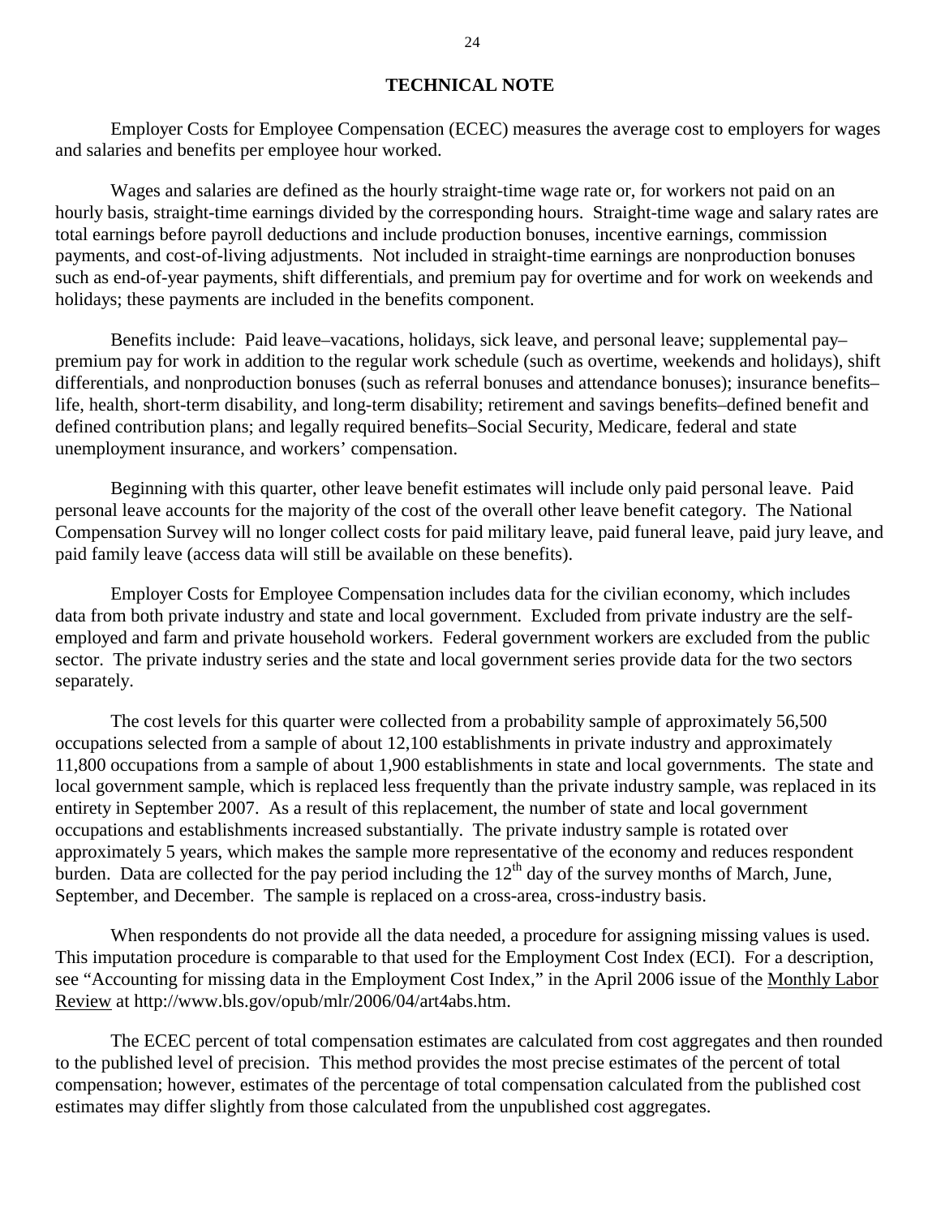## TECHNICAL NOTE

Employer Costs for Employee Compensation (ECEC) measures the average cost to employers for wages and salaries and benefits per employee hour worked.

Wages and salaries are defined as the hourly straight-time wage rate or, for workers not paid on an hourly basis, straight-time earnings divided by the corresponding hours. Straight-time wage and salary rates are total earnings before payroll deductions and include production bonuses, incentive earnings, commission payments, and cost-of-living adjustments. Not included in straight-time earnings are nonproduction bonuses such as end-of-year payments, shift differentials, and premium pay for overtime and for work on weekends and holidays; these payments are included in the benefits component.

Benefits include: Paid leave–vacations, holidays, sick leave, and personal leave; supplemental pay–premium pay for work in addition to the regular work schedule (such as overtime, weekends and holidays), shift differentials, and nonproduction bonuses (such as referral bonuses and attendance bonuses); insurance benefits–life, health, short-term disability, and long-term disability; retirement and savings benefits–defined benefit and defined contribution plans; and legally required benefits–Social Security, Medicare, federal and state unemployment insurance, and workers' compensation.

Beginning with this quarter, other leave benefit estimates will include only paid personal leave. Paid personal leave accounts for the majority of the cost of the overall other leave benefit category. The National Compensation Survey will no longer collect costs for paid military leave, paid funeral leave, paid jury leave, and paid family leave (access data will still be available on these benefits).

Employer Costs for Employee Compensation includes data for the civilian economy, which includes data from both private industry and state and local government. Excluded from private industry are the self-employed and farm and private household workers. Federal government workers are excluded from the public sector. The private industry series and the state and local government series provide data for the two sectors separately.

The cost levels for this quarter were collected from a probability sample of approximately 56,500 occupations selected from a sample of about 12,100 establishments in private industry and approximately 11,800 occupations from a sample of about 1,900 establishments in state and local governments. The state and local government sample, which is replaced less frequently than the private industry sample, was replaced in its entirety in September 2007. As a result of this replacement, the number of state and local government occupations and establishments increased substantially. The private industry sample is rotated over approximately 5 years, which makes the sample more representative of the economy and reduces respondent burden. Data are collected for the pay period including the 12th day of the survey months of March, June, September, and December. The sample is replaced on a cross-area, cross-industry basis.

When respondents do not provide all the data needed, a procedure for assigning missing values is used. This imputation procedure is comparable to that used for the Employment Cost Index (ECI). For a description, see "Accounting for missing data in the Employment Cost Index," in the April 2006 issue of the Monthly Labor Review at http://www.bls.gov/opub/mlr/2006/04/art4abs.htm.

The ECEC percent of total compensation estimates are calculated from cost aggregates and then rounded to the published level of precision. This method provides the most precise estimates of the percent of total compensation; however, estimates of the percentage of total compensation calculated from the published cost estimates may differ slightly from those calculated from the unpublished cost aggregates.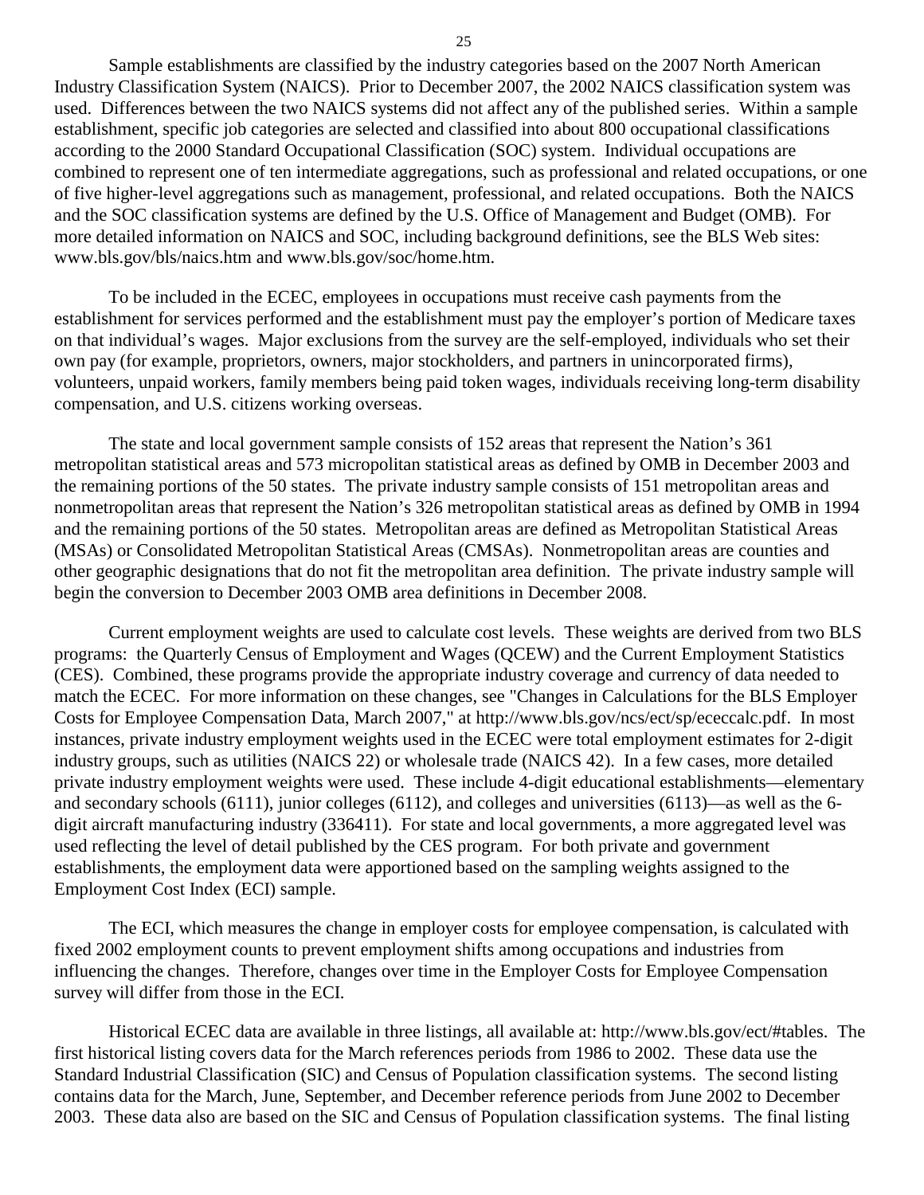Sample establishments are classified by the industry categories based on the 2007 North American Industry Classification System (NAICS). Prior to December 2007, the 2002 NAICS classification system was used. Differences between the two NAICS systems did not affect any of the published series. Within a sample establishment, specific job categories are selected and classified into about 800 occupational classifications according to the 2000 Standard Occupational Classification (SOC) system. Individual occupations are combined to represent one of ten intermediate aggregations, such as professional and related occupations, or one of five higher-level aggregations such as management, professional, and related occupations. Both the NAICS and the SOC classification systems are defined by the U.S. Office of Management and Budget (OMB). For more detailed information on NAICS and SOC, including background definitions, see the BLS Web sites: www.bls.gov/bls/naics.htm and www.bls.gov/soc/home.htm.

To be included in the ECEC, employees in occupations must receive cash payments from the establishment for services performed and the establishment must pay the employer's portion of Medicare taxes on that individual's wages. Major exclusions from the survey are the self-employed, individuals who set their own pay (for example, proprietors, owners, major stockholders, and partners in unincorporated firms), volunteers, unpaid workers, family members being paid token wages, individuals receiving long-term disability compensation, and U.S. citizens working overseas.

The state and local government sample consists of 152 areas that represent the Nation's 361 metropolitan statistical areas and 573 micropolitan statistical areas as defined by OMB in December 2003 and the remaining portions of the 50 states. The private industry sample consists of 151 metropolitan areas and nonmetropolitan areas that represent the Nation's 326 metropolitan statistical areas as defined by OMB in 1994 and the remaining portions of the 50 states. Metropolitan areas are defined as Metropolitan Statistical Areas (MSAs) or Consolidated Metropolitan Statistical Areas (CMSAs). Nonmetropolitan areas are counties and other geographic designations that do not fit the metropolitan area definition. The private industry sample will begin the conversion to December 2003 OMB area definitions in December 2008.

Current employment weights are used to calculate cost levels. These weights are derived from two BLS programs: the Quarterly Census of Employment and Wages (QCEW) and the Current Employment Statistics (CES). Combined, these programs provide the appropriate industry coverage and currency of data needed to match the ECEC. For more information on these changes, see "Changes in Calculations for the BLS Employer Costs for Employee Compensation Data, March 2007," at http://www.bls.gov/ncs/ect/sp/ececcalc.pdf. In most instances, private industry employment weights used in the ECEC were total employment estimates for 2-digit industry groups, such as utilities (NAICS 22) or wholesale trade (NAICS 42). In a few cases, more detailed private industry employment weights were used. These include 4-digit educational establishments—elementary and secondary schools (6111), junior colleges (6112), and colleges and universities (6113)—as well as the 6-digit aircraft manufacturing industry (336411). For state and local governments, a more aggregated level was used reflecting the level of detail published by the CES program. For both private and government establishments, the employment data were apportioned based on the sampling weights assigned to the Employment Cost Index (ECI) sample.

The ECI, which measures the change in employer costs for employee compensation, is calculated with fixed 2002 employment counts to prevent employment shifts among occupations and industries from influencing the changes. Therefore, changes over time in the Employer Costs for Employee Compensation survey will differ from those in the ECI.

Historical ECEC data are available in three listings, all available at: http://www.bls.gov/ect/#tables. The first historical listing covers data for the March references periods from 1986 to 2002. These data use the Standard Industrial Classification (SIC) and Census of Population classification systems. The second listing contains data for the March, June, September, and December reference periods from June 2002 to December 2003. These data also are based on the SIC and Census of Population classification systems. The final listing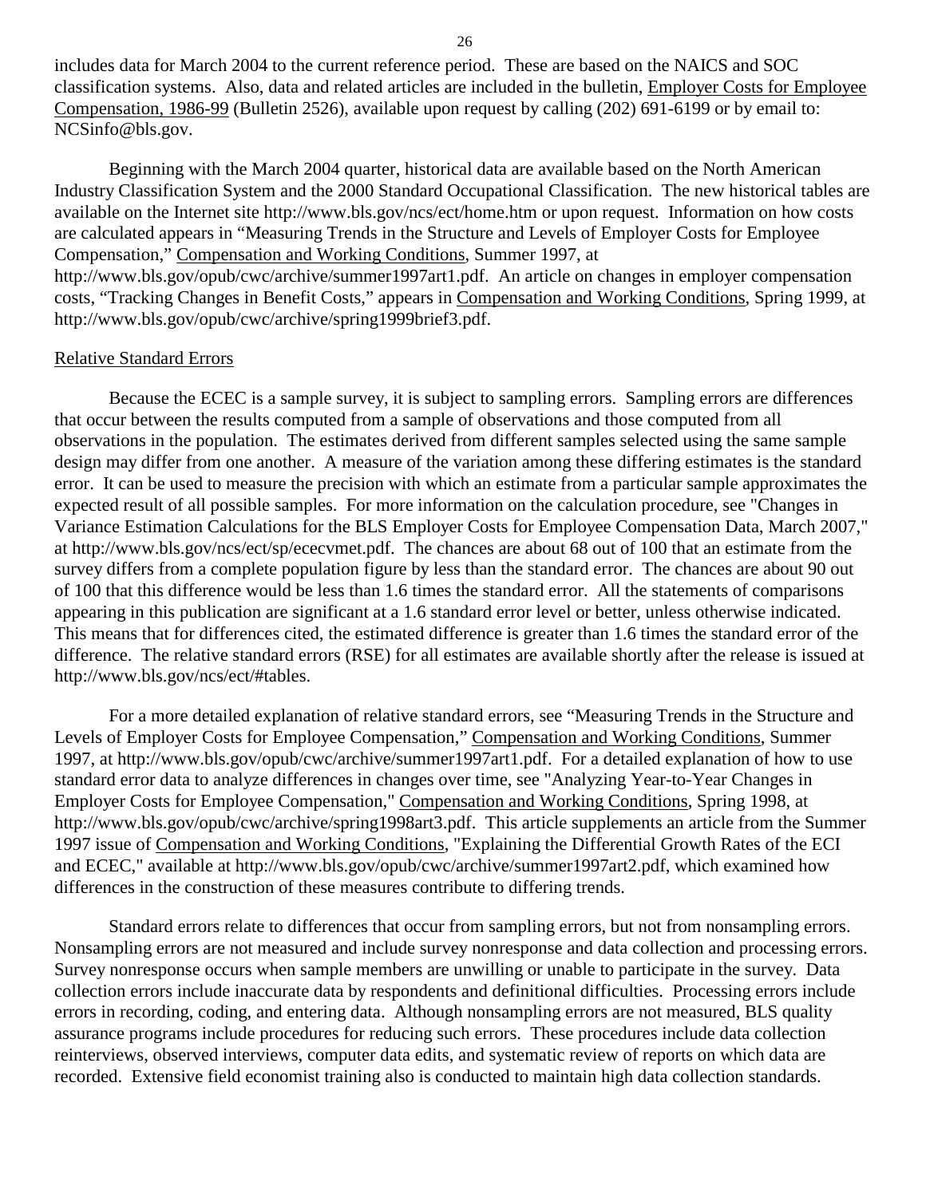includes data for March 2004 to the current reference period. These are based on the NAICS and SOC classification systems. Also, data and related articles are included in the bulletin, Employer Costs for Employee Compensation, 1986-99 (Bulletin 2526), available upon request by calling (202) 691-6199 or by email to: NCSinfo@bls.gov.

Beginning with the March 2004 quarter, historical data are available based on the North American Industry Classification System and the 2000 Standard Occupational Classification. The new historical tables are available on the Internet site http://www.bls.gov/ncs/ect/home.htm or upon request. Information on how costs are calculated appears in "Measuring Trends in the Structure and Levels of Employer Costs for Employee Compensation," Compensation and Working Conditions, Summer 1997, at http://www.bls.gov/opub/cwc/archive/summer1997art1.pdf. An article on changes in employer compensation costs, "Tracking Changes in Benefit Costs," appears in Compensation and Working Conditions, Spring 1999, at http://www.bls.gov/opub/cwc/archive/spring1999brief3.pdf.

## Relative Standard Errors

Because the ECEC is a sample survey, it is subject to sampling errors. Sampling errors are differences that occur between the results computed from a sample of observations and those computed from all observations in the population. The estimates derived from different samples selected using the same sample design may differ from one another. A measure of the variation among these differing estimates is the standard error. It can be used to measure the precision with which an estimate from a particular sample approximates the expected result of all possible samples. For more information on the calculation procedure, see "Changes in Variance Estimation Calculations for the BLS Employer Costs for Employee Compensation Data, March 2007," at http://www.bls.gov/ncs/ect/sp/ececvmet.pdf. The chances are about 68 out of 100 that an estimate from the survey differs from a complete population figure by less than the standard error. The chances are about 90 out of 100 that this difference would be less than 1.6 times the standard error. All the statements of comparisons appearing in this publication are significant at a 1.6 standard error level or better, unless otherwise indicated. This means that for differences cited, the estimated difference is greater than 1.6 times the standard error of the difference. The relative standard errors (RSE) for all estimates are available shortly after the release is issued at http://www.bls.gov/ncs/ect/#tables.

For a more detailed explanation of relative standard errors, see "Measuring Trends in the Structure and Levels of Employer Costs for Employee Compensation," Compensation and Working Conditions, Summer 1997, at http://www.bls.gov/opub/cwc/archive/summer1997art1.pdf. For a detailed explanation of how to use standard error data to analyze differences in changes over time, see "Analyzing Year-to-Year Changes in Employer Costs for Employee Compensation," Compensation and Working Conditions, Spring 1998, at http://www.bls.gov/opub/cwc/archive/spring1998art3.pdf. This article supplements an article from the Summer 1997 issue of Compensation and Working Conditions, "Explaining the Differential Growth Rates of the ECI and ECEC," available at http://www.bls.gov/opub/cwc/archive/summer1997art2.pdf, which examined how differences in the construction of these measures contribute to differing trends.

Standard errors relate to differences that occur from sampling errors, but not from nonsampling errors. Nonsampling errors are not measured and include survey nonresponse and data collection and processing errors. Survey nonresponse occurs when sample members are unwilling or unable to participate in the survey. Data collection errors include inaccurate data by respondents and definitional difficulties. Processing errors include errors in recording, coding, and entering data. Although nonsampling errors are not measured, BLS quality assurance programs include procedures for reducing such errors. These procedures include data collection reinterviews, observed interviews, computer data edits, and systematic review of reports on which data are recorded. Extensive field economist training also is conducted to maintain high data collection standards.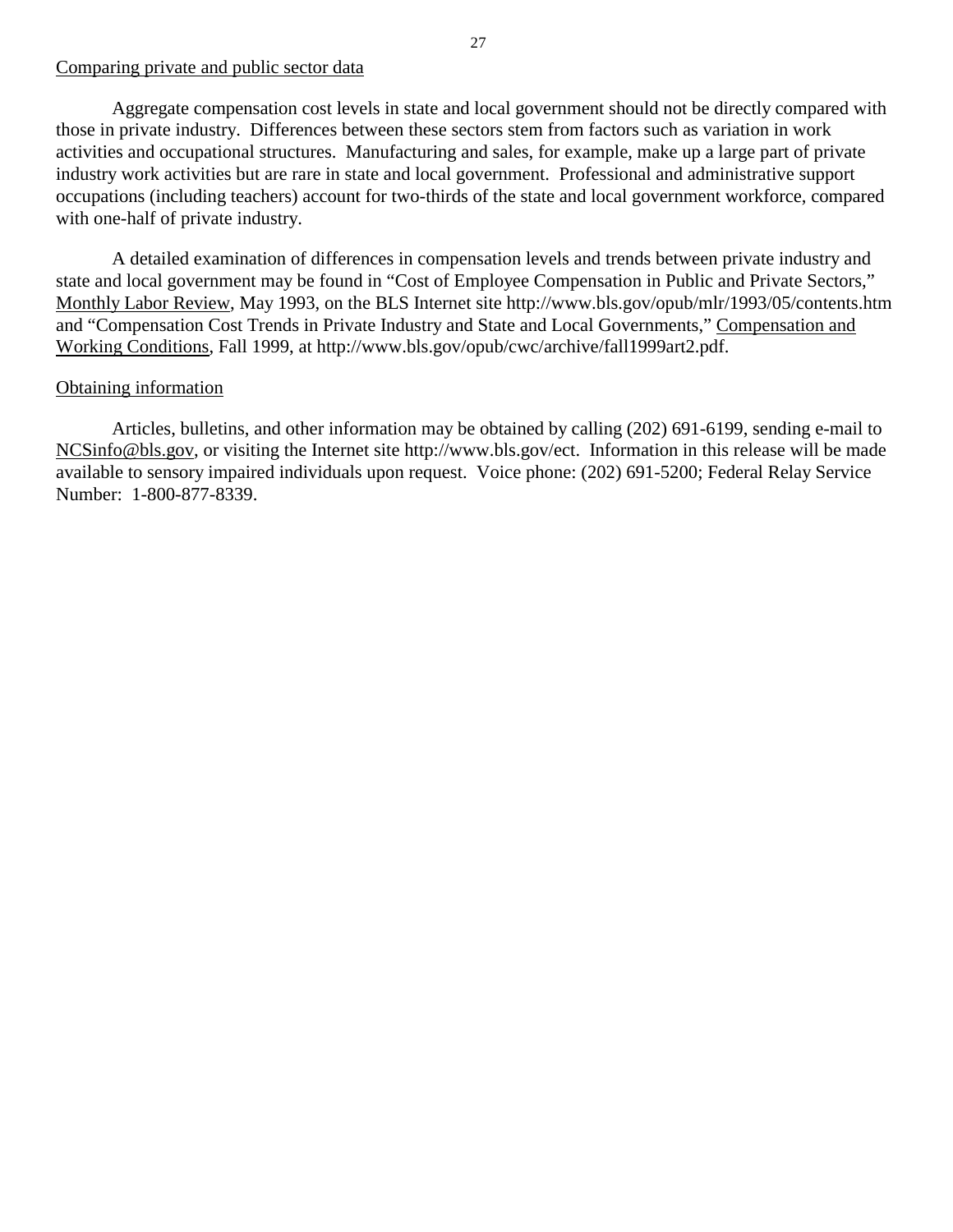Comparing private and public sector data

Aggregate compensation cost levels in state and local government should not be directly compared with those in private industry. Differences between these sectors stem from factors such as variation in work activities and occupational structures. Manufacturing and sales, for example, make up a large part of private industry work activities but are rare in state and local government. Professional and administrative support occupations (including teachers) account for two-thirds of the state and local government workforce, compared with one-half of private industry.

A detailed examination of differences in compensation levels and trends between private industry and state and local government may be found in "Cost of Employee Compensation in Public and Private Sectors," Monthly Labor Review, May 1993, on the BLS Internet site http://www.bls.gov/opub/mlr/1993/05/contents.htm and "Compensation Cost Trends in Private Industry and State and Local Governments," Compensation and Working Conditions, Fall 1999, at http://www.bls.gov/opub/cwc/archive/fall1999art2.pdf.

Obtaining information

Articles, bulletins, and other information may be obtained by calling (202) 691-6199, sending e-mail to NCSinfo@bls.gov, or visiting the Internet site http://www.bls.gov/ect. Information in this release will be made available to sensory impaired individuals upon request. Voice phone: (202) 691-5200; Federal Relay Service Number: 1-800-877-8339.